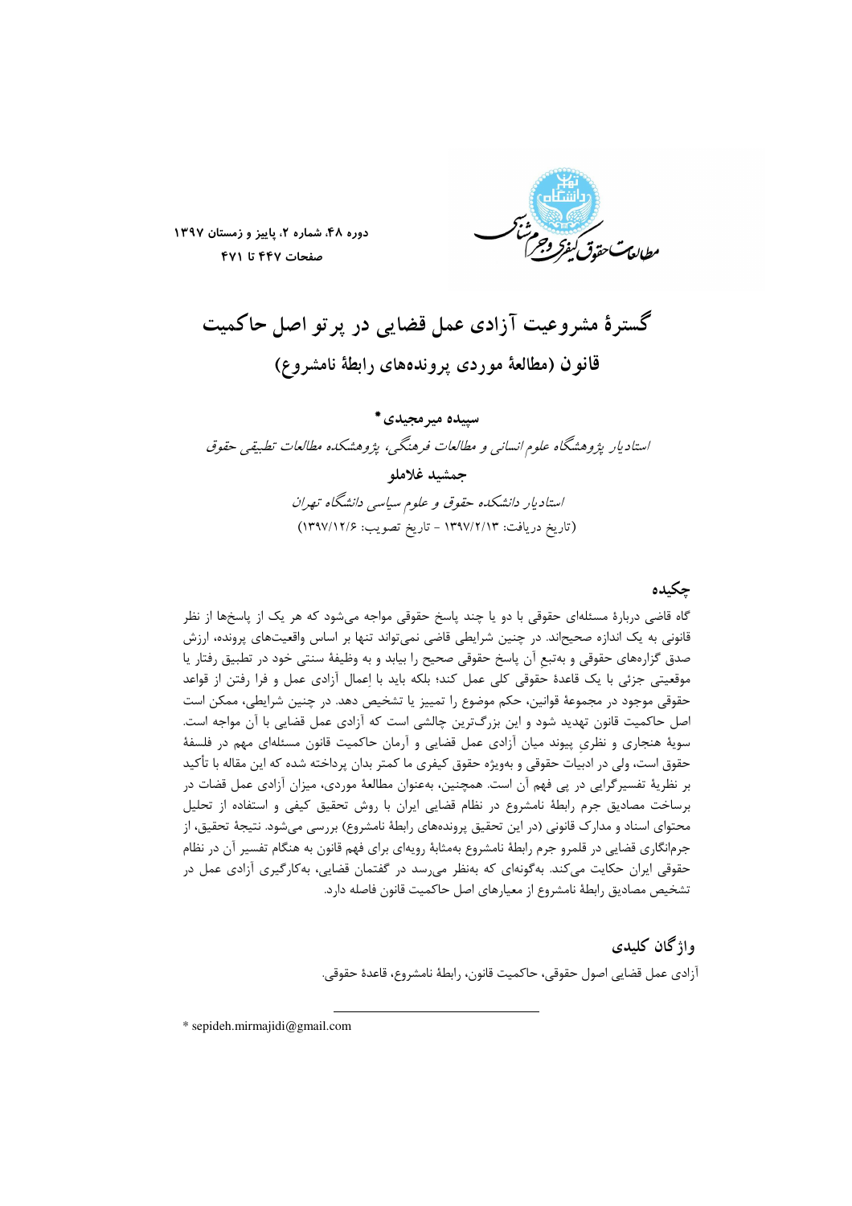# گسترهٔ مشروعیت آزادی عمل قضایی در پرتو اصل حاکمیت قانون (مطالعهٔ موردی پرونده‌های رابطهٔ نامشروع)

**سپیده میرمجیدی***

*استادیار پژوهشگاه علوم انسانی و مطالعات فرهنگی، پژوهشکده مطالعات تطبیقی حقوق*

**جمشید غلاملو**

*استادیار دانشکده حقوق و علوم سیاسی دانشگاه تهران*

(تاریخ دریافت: ۱۳۹۷/۲/۱۳ - تاریخ تصویب: ۱۳۹۷/۱۲/۶)

## چکیده

گاه قاضی دربارهٔ مسئله‌ای حقوقی با دو یا چند پاسخ حقوقی مواجه می‌شود که هر یک از پاسخ‌ها از نظر قانونی به یک اندازه صحیح‌اند. در چنین شرایطی قاضی نمی‌تواند تنها بر اساس واقعیت‌های پرونده، ارزش صدق گزاره‌های حقوقی و به‌تبعِ آن پاسخ حقوقی صحیح را بیابد و به وظیفهٔ سنتی خود در تطبیق رفتار یا موقعیتی جزئی با یک قاعدهٔ حقوقی کلی عمل کند؛ بلکه باید با اِعمال آزادی عمل و فرا رفتن از قواعد حقوقی موجود در مجموعهٔ قوانین، حکم موضوع را تمییز یا تشخیص دهد. در چنین شرایطی، ممکن است اصل حاکمیت قانون تهدید شود و این بزرگ‌ترین چالشی است که آزادی عمل قضایی با آن مواجه است. سویهٔ هنجاری و نظریِ پیوند میان آزادی عمل قضایی و آرمان حاکمیت قانون مسئله‌ای مهم در فلسفهٔ حقوق است، ولی در ادبیات حقوقی و به‌ویژه حقوق کیفری ما کمتر بدان پرداخته شده که این مقاله با تأکید بر نظریهٔ تفسیرگرایی در پی فهم آن است. همچنین، به‌عنوان مطالعهٔ موردی، میزان آزادی عمل قضات در برساخت مصادیق جرم رابطهٔ نامشروع در نظام قضایی ایران با روش تحقیق کیفی و استفاده از تحلیل محتوای اسناد و مدارک قانونی (در این تحقیق پرونده‌های رابطهٔ نامشروع) بررسی می‌شود. نتیجهٔ تحقیق، از جرم‌انگاری قضایی در قلمرو جرم رابطهٔ نامشروع به‌مثابهٔ رویه‌ای برای فهم قانون به هنگام تفسیر آن در نظام حقوقی ایران حکایت می‌کند. به‌گونه‌ای که به‌نظر می‌رسد در گفتمان قضایی، به‌کارگیری آزادی عمل در تشخیص مصادیق رابطهٔ نامشروع از معیارهای اصل حاکمیت قانون فاصله دارد.

## واژگان کلیدی

آزادی عمل قضایی اصول حقوقی، حاکمیت قانون، رابطهٔ نامشروع، قاعدهٔ حقوقی.

---

\* sepideh.mirmajidi@gmail.com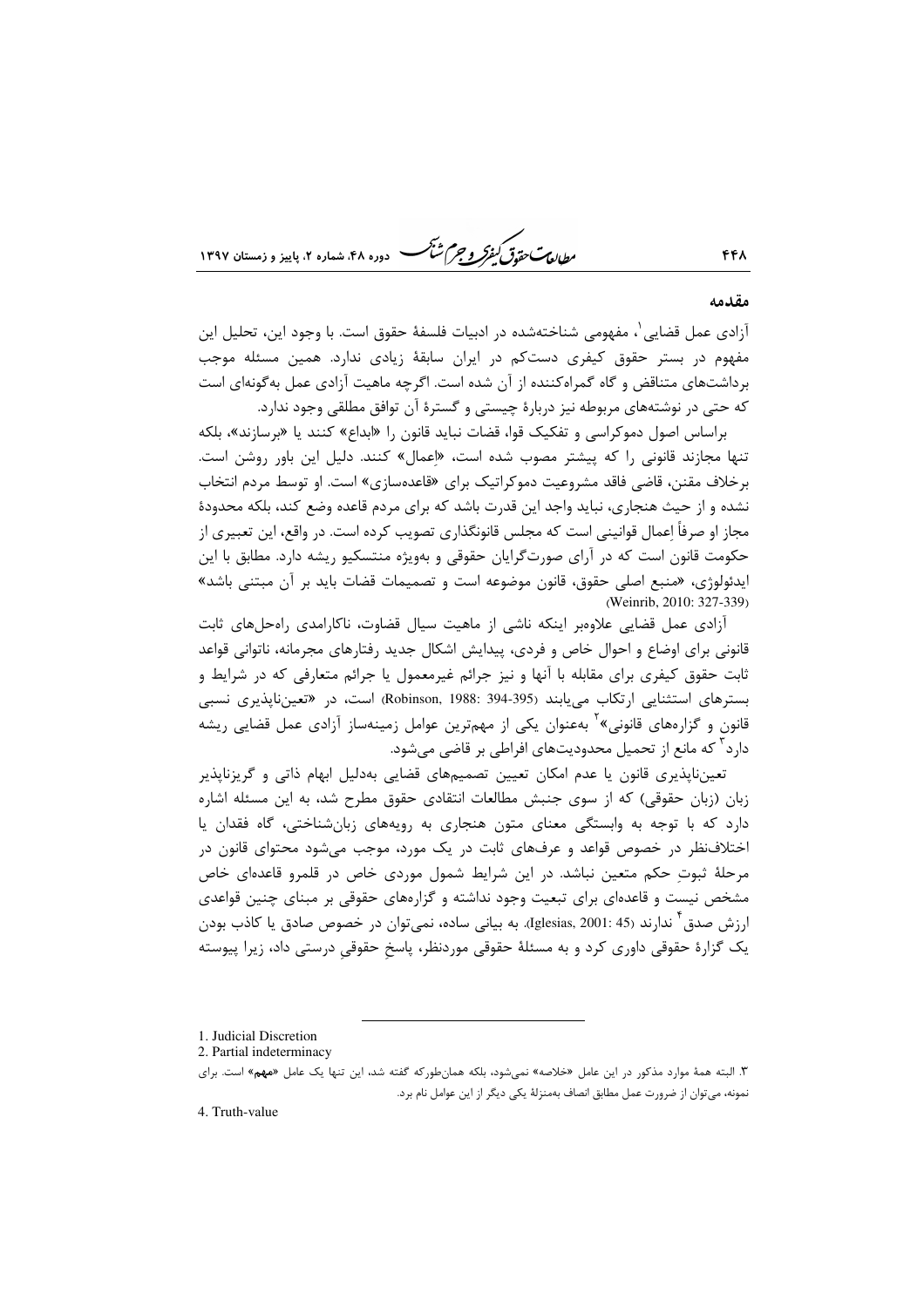## مقدمه

آزادی عمل قضایی[1]، مفهومی شناخته‌شده در ادبیات فلسفۀ حقوق است. با وجود این، تحلیل این مفهوم در بستر حقوق کیفری دست‌کم در ایران سابقۀ زیادی ندارد. همین مسئله موجب برداشت‌های متناقض و گاه گمراه‌کننده از آن شده است. اگرچه ماهیت آزادی عمل به‌گونه‌ای است که حتی در نوشته‌های مربوطه نیز دربارۀ چیستی و گسترۀ آن توافق مطلقی وجود ندارد.

براساس اصول دموکراسی و تفکیک قوا، قضات نباید قانون را «ابداع» کنند یا «برسازند»، بلکه تنها مجازند قانونی را که پیشتر مصوب شده است، «اِعمال» کنند. دلیل این باور روشن است. برخلاف مقنن، قاضی فاقد مشروعیت دموکراتیک برای «قاعده‌سازی» است. او توسط مردم انتخاب نشده و از حیث هنجاری، نباید واجد این قدرت باشد که برای مردم قاعده وضع کند، بلکه محدودۀ مجاز او صرفاً اِعمال قوانینی است که مجلس قانونگذاری تصویب کرده است. در واقع، این تعبیری از حکومت قانون است که در آرای صورت‌گرایان حقوقی و به‌ویژه منتسکیو ریشه دارد. مطابق با این ایدئولوژی، «منبع اصلی حقوق، قانون موضوعه است و تصمیمات قضات باید بر آن مبتنی باشد» (Weinrib, 2010: 327-339).

آزادی عمل قضایی علاوه‌بر اینکه ناشی از ماهیت سیال قضاوت، ناکارامدی راه‌حل‌های ثابت قانونی برای اوضاع و احوال خاص و فردی، پیدایش اشکال جدید رفتارهای مجرمانه، ناتوانی قواعد ثابت حقوق کیفری برای مقابله با آنها و نیز جرائم غیرمعمول یا جرائم متعارفی که در شرایط و بسترهای استثنایی ارتکاب می‌یابند (Robinson, 1988: 394-395) است، در «تعین‌ناپذیری نسبی قانون و گزاره‌های قانونی»[2] به‌عنوان یکی از مهم‌ترین عوامل زمینه‌ساز آزادی عمل قضایی ریشه دارد[3] که مانع از تحمیل محدودیت‌های افراطی بر قاضی می‌شود.

تعین‌ناپذیری قانون یا عدم امکان تعیین تصمیم‌های قضایی به‌دلیل ابهام ذاتی و گریزناپذیر زبان (زبان حقوقی) که از سوی جنبش مطالعات انتقادی حقوق مطرح شد، به این مسئله اشاره دارد که با توجه به وابستگی معنای متون هنجاری به رویه‌های زبان‌شناختی، گاه فقدان یا اختلاف‌نظر در خصوص قواعد و عرف‌های ثابت در یک مورد، موجب می‌شود محتوای قانون در مرحلۀ ثبوتِ حکم متعین نباشد. در این شرایط شمول موردی خاص در قلمرو قاعده‌ای خاص مشخص نیست و قاعده‌ای برای تبعیت وجود نداشته و گزاره‌های حقوقی بر مبنای چنین قواعدی ارزش صدق[4] ندارند (Iglesias, 2001: 45). به بیانی ساده، نمی‌توان در خصوص صادق یا کاذب بودن یک گزارۀ حقوقی داوری کرد و به مسئلۀ حقوقی موردنظر، پاسخِ حقوقیِ درستی داد، زیرا پیوسته

---

1. Judicial Discretion
2. Partial indeterminacy
3. البته همۀ موارد مذکور در این عامل «خلاصه» نمی‌شود، بلکه همان‌طورکه گفته شد، این تنها یک عامل «**مهم**» است. برای نمونه، می‌توان از ضرورت عمل مطابق انصاف به‌منزلۀ یکی دیگر از این عوامل نام برد.
4. Truth-value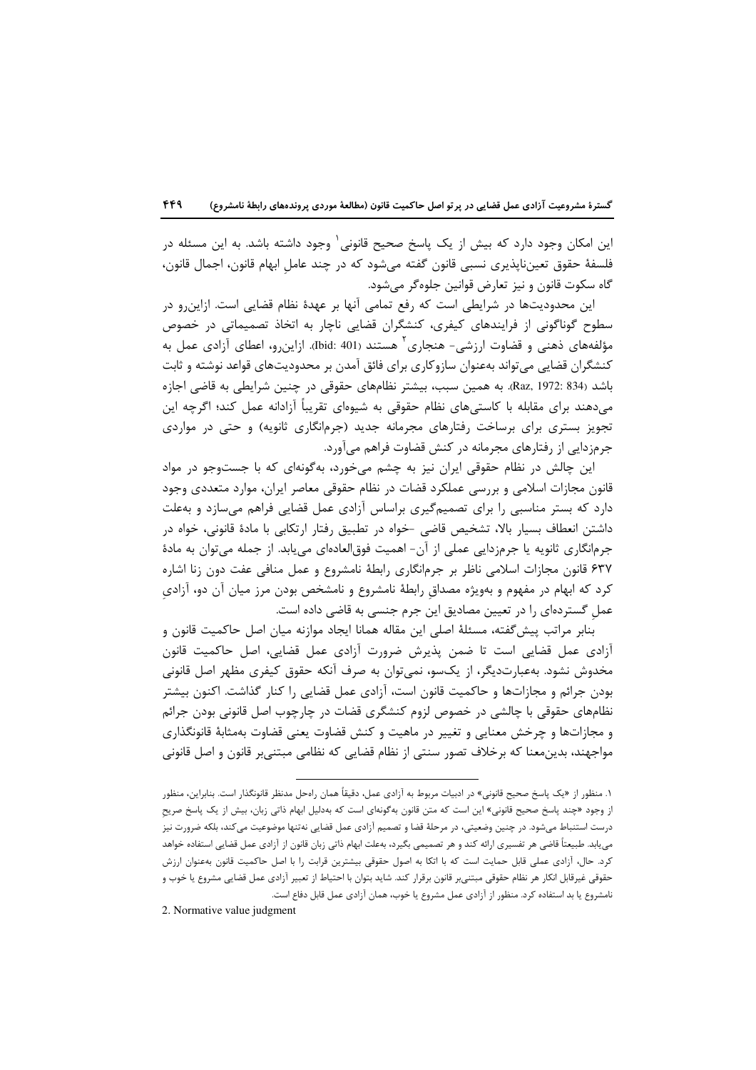این امکان وجود دارد که بیش از یک پاسخ صحیح قانونی[1] وجود داشته باشد. به این مسئله در فلسفهٔ حقوق تعین‌ناپذیری نسبی قانون گفته می‌شود که در چند عاملِ ابهام قانون، اجمال قانون، گاه سکوت قانون و نیز تعارض قوانین جلوه‌گر می‌شود.

این محدودیت‌ها در شرایطی است که رفع تمامی آنها بر عهدهٔ نظام قضایی است. ازاین‌رو در سطوح گوناگونی از فرایندهای کیفری، کنشگران قضایی ناچار به اتخاذ تصمیماتی در خصوص مؤلفه‌های ذهنی و قضاوت ارزشی- هنجاری[2] هستند (Ibid: 401). ازاین‌رو، اعطای آزادی عمل به کنشگران قضایی می‌تواند به‌عنوان سازوکاری برای فائق آمدن بر محدودیت‌های قواعد نوشته و ثابت باشد (Raz, 1972: 834). به همین سبب، بیشتر نظام‌های حقوقی در چنین شرایطی به قاضی اجازه می‌دهند برای مقابله با کاستی‌های نظام حقوقی به شیوه‌ای تقریباً آزادانه عمل کند؛ اگرچه این تجویز بستری برای برساخت رفتارهای مجرمانه جدید (جرم‌انگاری ثانویه) و حتی در مواردی جرم‌زدایی از رفتارهای مجرمانه در کنش قضاوت فراهم می‌آورد.

این چالش در نظام حقوقی ایران نیز به چشم می‌خورد، به‌گونه‌ای که با جست‌وجو در مواد قانون مجازات اسلامی و بررسی عملکرد قضات در نظام حقوقی معاصر ایران، موارد متعددی وجود دارد که بستر مناسبی را برای تصمیم‌گیری براساس آزادی عمل قضایی فراهم می‌سازد و به‌علت داشتن انعطاف بسیار بالا، تشخیص قاضی -خواه در تطبیق رفتار ارتکابی با مادهٔ قانونی، خواه در جرم‌انگاری ثانویه یا جرم‌زدایی عملی از آن- اهمیت فوق‌العاده‌ای می‌یابد. از جمله می‌توان به مادهٔ ۶۳۷ قانون مجازات اسلامی ناظر بر جرم‌انگاری رابطهٔ نامشروع و عمل منافی عفت دون زنا اشاره کرد که ابهام در مفهوم و به‌ویژه مصداق رابطهٔ نامشروع و نامشخص بودن مرز میان آن دو، آزادیِ عملِ گسترده‌ای را در تعیین مصادیق این جرم جنسی به قاضی داده است.

بنابر مراتب پیش‌گفته، مسئلهٔ اصلی این مقاله همانا ایجاد موازنه میان اصل حاکمیت قانون و آزادی عمل قضایی است تا ضمن پذیرش ضرورت آزادی عمل قضایی، اصل حاکمیت قانون مخدوش نشود. به‌عبارت‌دیگر، از یک‌سو، نمی‌توان به صرف آنکه حقوق کیفری مظهر اصل قانونی بودن جرائم و مجازات‌ها و حاکمیت قانون است، آزادی عمل قضایی را کنار گذاشت. اکنون بیشتر نظام‌های حقوقی با چالشی در خصوص لزوم کنشگری قضات در چارچوب اصل قانونی بودن جرائم و مجازات‌ها و چرخش معنایی و تغییر در ماهیت و کنش قضاوت یعنی قضاوت به‌مثابهٔ قانونگذاری مواجهند، بدین‌معنا که برخلاف تصور سنتی از نظام قضایی که نظامی مبتنی‌بر قانون و اصل قانونی

---

[1] منظور از «یک پاسخ صحیح قانونی» در ادبیات مربوط به آزادی عمل، دقیقاً همان راه‌حل مدنظر قانونگذار است. بنابراین، منظور از وجود «چند پاسخ صحیح قانونی» این است که متن قانون به‌گونه‌ای است که به‌دلیل ابهام ذاتی زبان، بیش از یک پاسخ صریح درست استنباط می‌شود. در چنین وضعیتی، در مرحلهٔ قضا و تصمیم آزادی عمل قضایی نه‌تنها موضوعیت می‌کند، بلکه ضرورت نیز می‌یابد. طبیعتاً قاضی هر تفسیری ارائه کند و هر تصمیمی بگیرد، به‌علت ابهام ذاتی زبان قانون از آزادی عمل قضایی استفاده خواهد کرد. حال، آزادی عملی قابل حمایت است که با اتکا به اصول حقوقی بیشترین قرابت را با اصل حاکمیت قانون به‌عنوان ارزش حقوقی غیرقابل انکار هر نظام حقوقی مبتنی‌بر قانون برقرار کند. شاید بتوان با احتیاط از تعبیر آزادی عمل قضایی مشروع یا خوب و نامشروع یا بد استفاده کرد. منظور از آزادی عمل مشروع یا خوب، همان آزادی عمل قابل دفاع است.

[2] Normative value judgment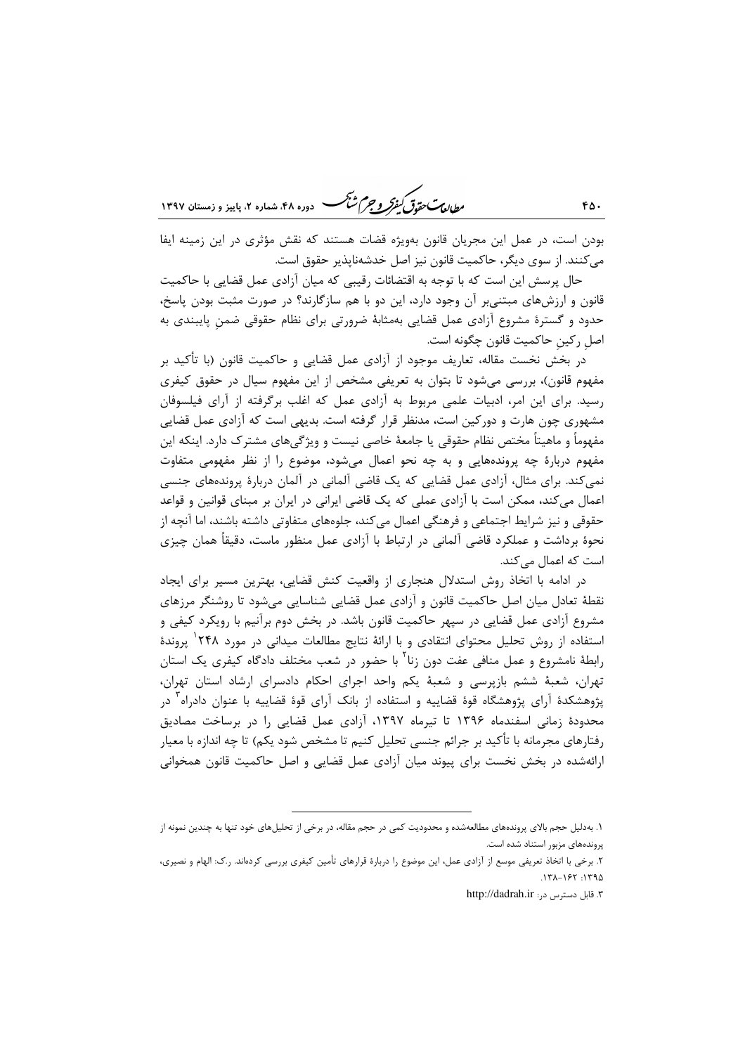بودن است، در عمل این مجریان قانون به‌ویژه قضات هستند که نقش مؤثری در این زمینه ایفا می‌کنند. از سوی دیگر، حاکمیت قانون نیز اصل خدشه‌ناپذیر حقوق است.

حال پرسش این است که با توجه به اقتضائات رقیبی که میان آزادی عمل قضایی با حاکمیت قانون و ارزش‌های مبتنی‌بر آن وجود دارد، این دو با هم سازگارند؟ در صورت مثبت بودن پاسخ، حدود و گسترهٔ مشروع آزادی عمل قضایی به‌مثابهٔ ضرورتی برای نظام حقوقی ضمنِ پایبندی به اصل رکینِ حاکمیت قانون چگونه است.

در بخش نخست مقاله، تعاریف موجود از آزادی عمل قضایی و حاکمیت قانون (با تأکید بر مفهوم قانون)، بررسی می‌شود تا بتوان به تعریفی مشخص از این مفهوم سیال در حقوق کیفری رسید. برای این امر، ادبیات علمی مربوط به آزادی عمل که اغلب برگرفته از آرای فیلسوفان مشهوری چون هارت و دورکین است، مدنظر قرار گرفته است. بدیهی است که آزادی عمل قضایی مفهوماً و ماهیتاً مختص نظام حقوقی یا جامعهٔ خاصی نیست و ویژگی‌های مشترک دارد. اینکه این مفهوم دربارهٔ چه پرونده‌هایی و به چه نحو اعمال می‌شود، موضوع را از نظر مفهومی متفاوت نمی‌کند. برای مثال، آزادی عمل قضایی که یک قاضی آلمانی در آلمان دربارهٔ پرونده‌های جنسی اعمال می‌کند، ممکن است با آزادی عملی که یک قاضی ایرانی در ایران بر مبنای قوانین و قواعد حقوقی و نیز شرایط اجتماعی و فرهنگی اعمال می‌کند، جلوه‌های متفاوتی داشته باشند، اما آنچه از نحوهٔ برداشت و عملکرد قاضی آلمانی در ارتباط با آزادی عمل منظور ماست، دقیقاً همان چیزی است که اعمال می‌کند.

در ادامه با اتخاذ روش استدلال هنجاری از واقعیت کنش قضایی، بهترین مسیر برای ایجاد نقطهٔ تعادل میان اصل حاکمیت قانون و آزادی عمل قضایی شناسایی می‌شود تا روشنگر مرزهای مشروع آزادی عمل قضایی در سپهر حاکمیت قانون باشد. در بخش دوم برآنیم با رویکرد کیفی و استفاده از روش تحلیل محتوای انتقادی و با ارائهٔ نتایج مطالعات میدانی در مورد ۲۴۸[1] پروندهٔ رابطهٔ نامشروع و عمل منافی عفت دون زنا[2] با حضور در شعب مختلف دادگاه کیفری یک استان تهران، شعبهٔ ششم بازپرسی و شعبهٔ یکم واحد اجرای احکام دادسرای ارشاد استان تهران، پژوهشکدهٔ آرای پژوهشگاه قوهٔ قضاییه و استفاده از بانک آرای قوهٔ قضاییه با عنوان دادراه[3] در محدودهٔ زمانی اسفندماه ۱۳۹۶ تا تیرماه ۱۳۹۷، آزادی عمل قضایی را در برساخت مصادیق رفتارهای مجرمانه با تأکید بر جرائم جنسی تحلیل کنیم تا مشخص شود یکم) تا چه اندازه با معیار ارائه‌شده در بخش نخست برای پیوند میان آزادی عمل قضایی و اصل حاکمیت قانون همخوانی

---

۱. به‌دلیل حجم بالای پرونده‌های مطالعه‌شده و محدودیت کمی در حجم مقاله، در برخی از تحلیل‌های خود تنها به چندین نمونه از پرونده‌های مزبور استناد شده است.

۲. برخی با اتخاذ تعریفی موسع از آزادی عمل، این موضوع را دربارهٔ قرارهای تأمین کیفری بررسی کرده‌اند. ر.ک: الهام و نصیری، ۱۳۹۵: ۱۶۲-۱۳۸.

۳. قابل دسترس در: http://dadrah.ir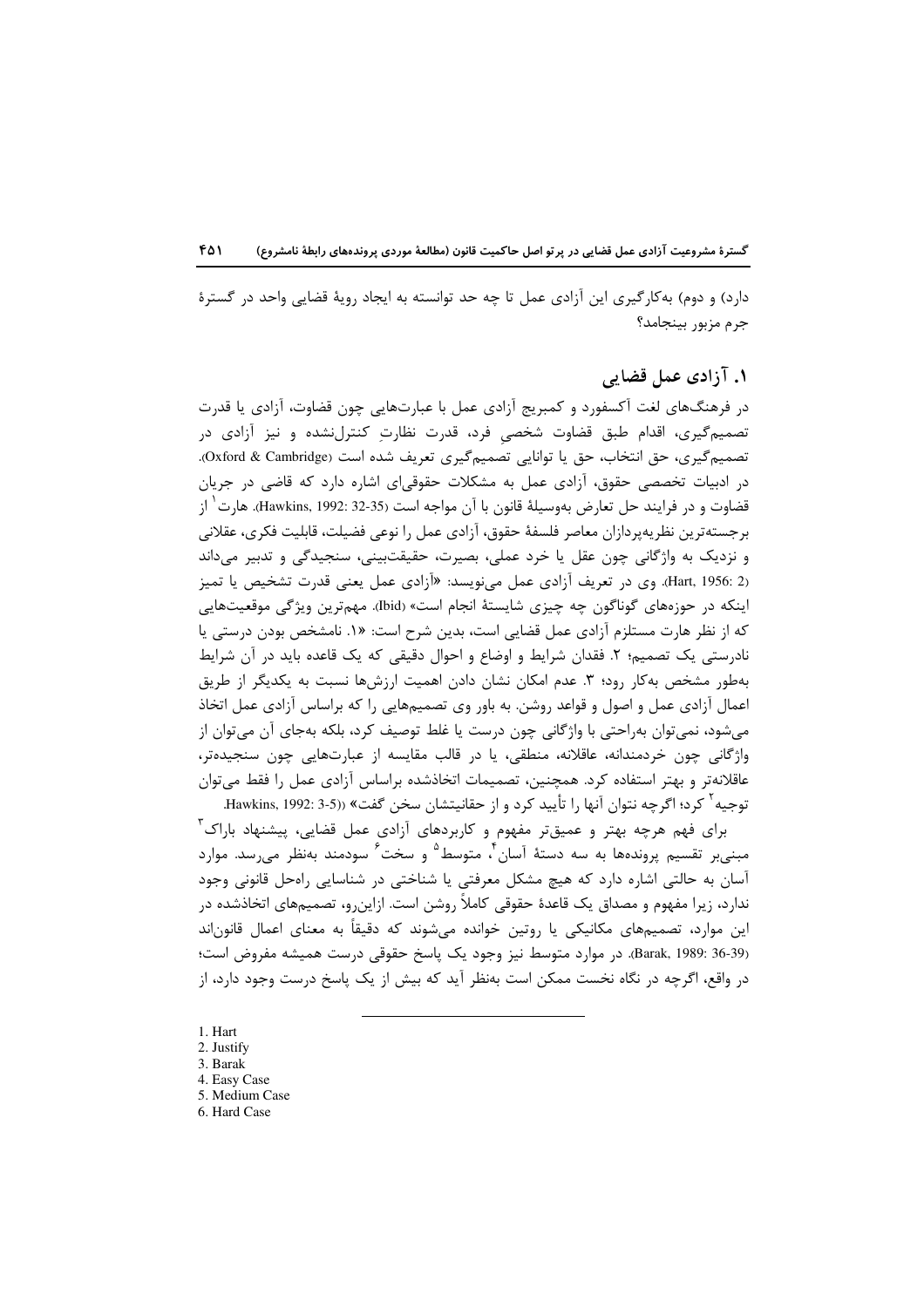دارد) و دوم) به‌کارگیری این آزادی عمل تا چه حد توانسته به ایجاد رویهٔ قضایی واحد در گسترهٔ جرم مزبور بینجامد؟

## ۱. آزادی عمل قضایی

در فرهنگ‌های لغت آکسفورد و کمبریج آزادی عمل با عبارت‌هایی چون قضاوت، آزادی یا قدرت تصمیم‌گیری، اقدام طبق قضاوت شخصیِ فرد، قدرت نظارتِ کنترل‌نشده و نیز آزادی در تصمیم‌گیری، حق انتخاب، حق یا توانایی تصمیم‌گیری تعریف شده است (Oxford & Cambridge). در ادبیات تخصصی حقوق، آزادی عمل به مشکلات حقوقی‌ای اشاره دارد که قاضی در جریان قضاوت و در فرایند حل تعارض به‌وسیلهٔ قانون با آن مواجه است (Hawkins, 1992: 32-35). هارت[1] از برجسته‌ترین نظریه‌پردازان معاصر فلسفهٔ حقوق، آزادی عمل را نوعی فضیلت، قابلیت فکری، عقلانی و نزدیک به واژگانی چون عقل یا خرد عملی، بصیرت، حقیقت‌بینی، سنجیدگی و تدبیر می‌داند (Hart, 1956: 2). وی در تعریف آزادی عمل می‌نویسد: «آزادی عمل یعنی قدرت تشخیص یا تمیز اینکه در حوزه‌های گوناگون چه چیزی شایستهٔ انجام است» (Ibid). مهم‌ترین ویژگی موقعیت‌هایی که از نظر هارت مستلزم آزادی عمل قضایی است، بدین شرح است: «۱. نامشخص بودن درستی یا نادرستی یک تصمیم؛ ۲. فقدان شرایط و اوضاع و احوال دقیقی که یک قاعده باید در آن شرایط به‌طور مشخص به‌کار رود؛ ۳. عدم امکان نشان دادن اهمیت ارزش‌ها نسبت به یکدیگر از طریق اعمال آزادی عمل و اصول و قواعد روشن. به باور وی تصمیم‌هایی را که براساس آزادی عمل اتخاذ می‌شود، نمی‌توان به‌راحتی با واژگانی چون درست یا غلط توصیف کرد، بلکه به‌جای آن می‌توان از واژگانی چون خردمندانه، عاقلانه، منطقی، یا در قالب مقایسه از عبارت‌هایی چون سنجیده‌تر، عاقلانه‌تر و بهتر استفاده کرد. همچنین، تصمیمات اتخاذشده براساس آزادی عمل را فقط می‌توان توجیه[2] کرد؛ اگرچه نتوان آنها را تأیید کرد و از حقانیتشان سخن گفت» ((Hawkins, 1992: 3-5.

برای فهم هرچه بهتر و عمیق‌تر مفهوم و کاربردهای آزادی عمل قضایی، پیشنهاد باراک[3] مبنی‌بر تقسیم پرونده‌ها به سه دستهٔ آسان[4]، متوسط[5] و سخت[6] سودمند به‌نظر می‌رسد. موارد آسان به حالتی اشاره دارد که هیچ مشکل معرفتی یا شناختی در شناسایی راه‌حل قانونی وجود ندارد، زیرا مفهوم و مصداق یک قاعدهٔ حقوقی کاملاً روشن است. ازاین‌رو، تصمیم‌های اتخاذشده در این موارد، تصمیم‌های مکانیکی یا روتین خوانده می‌شوند که دقیقاً به معنای اعمال قانون‌اند (Barak, 1989: 36-39). در موارد متوسط نیز وجود یک پاسخ حقوقی درست همیشه مفروض است؛ در واقع، اگرچه در نگاه نخست ممکن است به‌نظر آید که بیش از یک پاسخ درست وجود دارد، از

---

1. Hart
2. Justify
3. Barak
4. Easy Case
5. Medium Case
6. Hard Case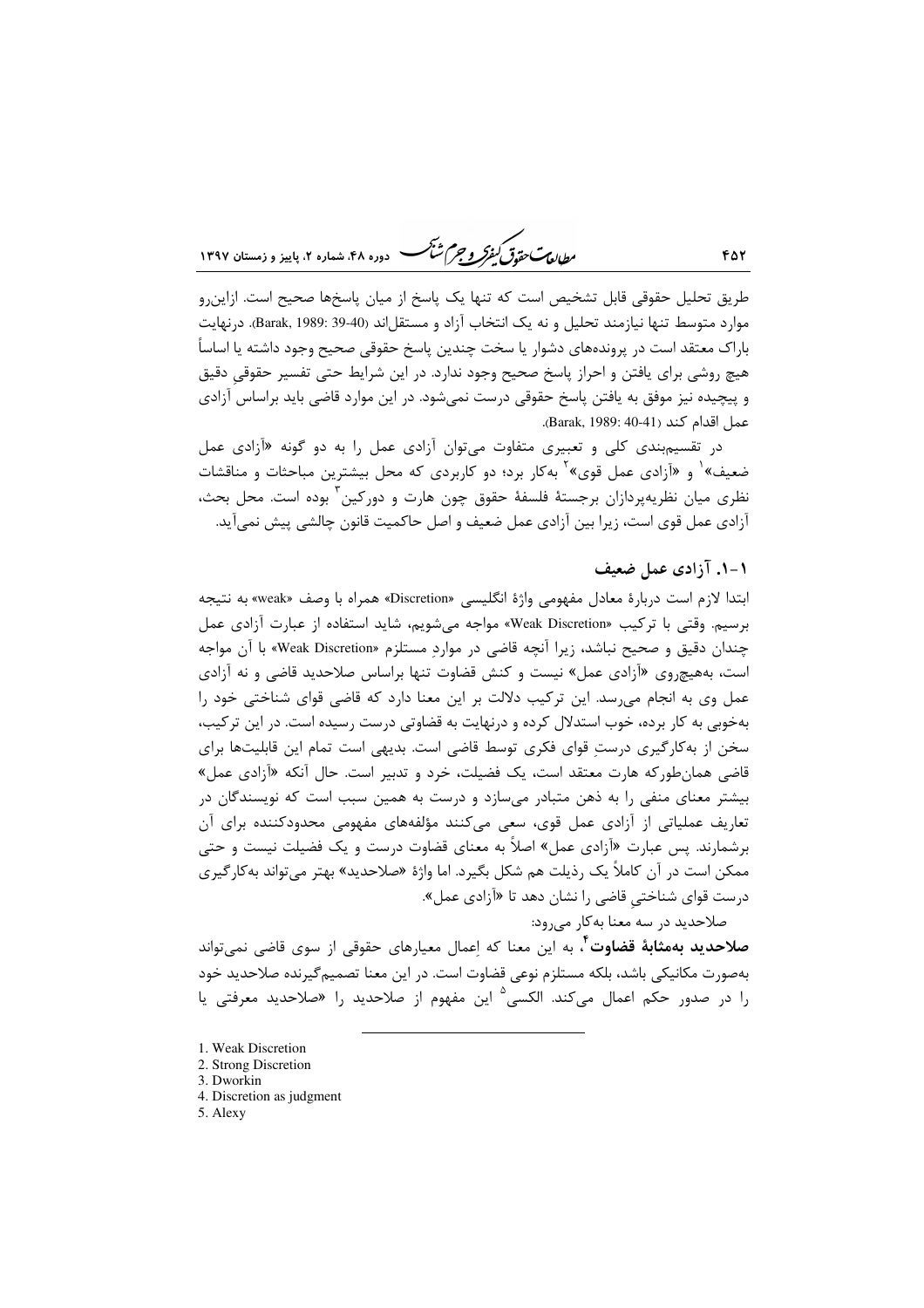طریق تحلیل حقوقی قابل تشخیص است که تنها یک پاسخ از میان پاسخ‌ها صحیح است. ازاین‌رو موارد متوسط تنها نیازمند تحلیل و نه یک انتخاب آزاد و مستقل‌اند (Barak, 1989: 39-40). درنهایت باراک معتقد است در پرونده‌های دشوار یا سخت چندین پاسخ حقوقی صحیح وجود داشته یا اساساً هیچ روشی برای یافتن و احراز پاسخ صحیح وجود ندارد. در این شرایط حتی تفسیر حقوقیِ دقیق و پیچیده نیز موفق به یافتن پاسخ حقوقی درست نمی‌شود. در این موارد قاضی باید براساس آزادی عمل اقدام کند (Barak, 1989: 40-41).

در تقسیم‌بندی کلی و تعبیری متفاوت می‌توان آزادی عمل را به دو گونه «آزادی عمل ضعیف»[1] و «آزادی عمل قوی»[2] به‌کار برد؛ دو کاربردی که محل بیشترین مباحثات و مناقشات نظری میان نظریه‌پردازان برجستهٔ فلسفهٔ حقوق چون هارت و دورکین[3] بوده است. محل بحث، آزادی عمل قوی است، زیرا بین آزادی عمل ضعیف و اصل حاکمیت قانون چالشی پیش نمی‌آید.

### ۱-۱. آزادی عمل ضعیف

ابتدا لازم است دربارهٔ معادل مفهومی واژهٔ انگلیسی «Discretion» همراه با وصف «weak» به نتیجه برسیم. وقتی با ترکیب «Weak Discretion» مواجه می‌شویم، شاید استفاده از عبارت آزادی عمل چندان دقیق و صحیح نباشد، زیرا آنچه قاضی در مواردِ مستلزم «Weak Discretion» با آن مواجه است، به‌هیچ‌روی «آزادی عمل» نیست و کنش قضاوت تنها براساس صلاحدید قاضی و نه آزادی عمل وی به انجام می‌رسد. این ترکیب دلالت بر این معنا دارد که قاضی قوای شناختی خود را به‌خوبی به کار برده، خوب استدلال کرده و درنهایت به قضاوتی درست رسیده است. در این ترکیب، سخن از به‌کارگیری درستِ قوای فکری توسط قاضی است. بدیهی است تمام این قابلیت‌ها برای قاضی همان‌طورکه هارت معتقد است، یک فضیلت، خرد و تدبیر است. حال آنکه «آزادی عمل» بیشتر معنای منفی را به ذهن متبادر می‌سازد و درست به همین سبب است که نویسندگان در تعاریف عملیاتی از آزادی عمل قوی، سعی می‌کنند مؤلفه‌های مفهومی محدودکننده برای آن برشمارند. پس عبارت «آزادی عمل» اصلاً به معنای قضاوت درست و یک فضیلت نیست و حتی ممکن است در آن کاملاً یک رذیلت هم شکل بگیرد. اما واژهٔ «صلاحدید» بهتر می‌تواند به‌کارگیری درست قوای شناختیِ قاضی را نشان دهد تا «آزادی عمل».

صلاحدید در سه معنا به‌کار می‌رود:

**صلاحدید به‌مثابهٔ قضاوت**[4]، به این معنا که اِعمال معیارهای حقوقی از سوی قاضی نمی‌تواند به‌صورت مکانیکی باشد، بلکه مستلزم نوعی قضاوت است. در این معنا تصمیم‌گیرنده صلاحدید خود را در صدور حکم اعمال می‌کند. الکسی[5] این مفهوم از صلاحدید را «صلاحدید معرفتی یا

---

1. Weak Discretion
2. Strong Discretion
3. Dworkin
4. Discretion as judgment
5. Alexy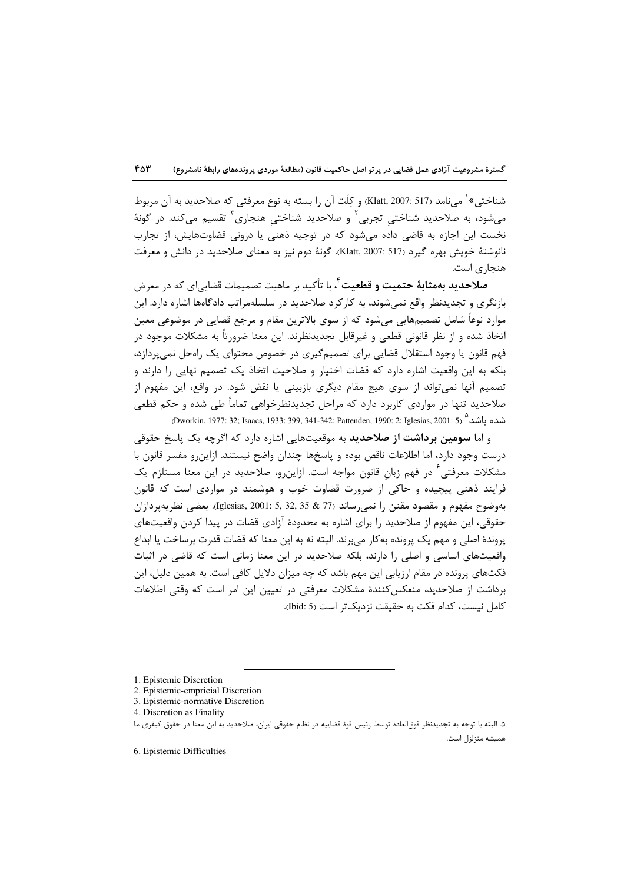شناختی»[1] می‌نامد (Klatt, 2007: 517) و کِلَت آن را بسته به نوع معرفتی که صلاحدید به آن مربوط می‌شود، به صلاحدید شناختیِ تجربی[2] و صلاحدید شناختیِ هنجاری[3] تقسیم می‌کند. در گونهٔ نخست این اجازه به قاضی داده می‌شود که در توجیه ذهنی یا درونی قضاوت‌هایش، از تجارب نانوشتهٔ خویش بهره گیرد (Klatt, 2007: 517). گونهٔ دوم نیز به معنای صلاحدید در دانش و معرفت هنجاری است.

**صلاحدید به‌مثابهٔ حتمیت و قطعیت**[4]، با تأکید بر ماهیت تصمیمات قضایی‌ای که در معرض بازنگری و تجدیدنظر واقع نمی‌شوند، به کارکرد صلاحدید در سلسله‌مراتب دادگاه‌ها اشاره دارد. این موارد نوعاً شامل تصمیم‌هایی می‌شود که از سوی بالاترین مقام و مرجع قضایی در موضوعی معین اتخاذ شده و از نظر قانونی قطعی و غیرقابل تجدیدنظرند. این معنا ضرورتاً به مشکلات موجود در فهم قانون یا وجود استقلال قضایی برای تصمیم‌گیری در خصوص محتوای یک راه‌حل نمی‌پردازد، بلکه به این واقعیت اشاره دارد که قضات اختیار و صلاحیت اتخاذ یک تصمیم نهایی را دارند و تصمیم آنها نمی‌تواند از سوی هیچ مقام دیگری بازبینی یا نقض شود. در واقع، این مفهوم از صلاحدید تنها در مواردی کاربرد دارد که مراحل تجدیدنظرخواهی تماماً طی شده و حکم قطعی شده باشد[5] (Dworkin, 1977: 32; Isaacs, 1933: 399, 341-342; Pattenden, 1990: 2; Iglesias, 2001: 5).

و اما **سومین برداشت از صلاحدید** به موقعیت‌هایی اشاره دارد که اگرچه یک پاسخ حقوقی درست وجود دارد، اما اطلاعات ناقص بوده و پاسخ‌ها چندان واضح نیستند. ازاین‌رو مفسر قانون با مشکلات معرفتی[6] در فهم زبانِ قانون مواجه است. ازاین‌رو، صلاحدید در این معنا مستلزم یک فرایند ذهنی پیچیده و حاکی از ضرورت قضاوت خوب و هوشمند در مواردی است که قانون به‌وضوح مفهوم و مقصود مقنن را نمی‌رساند (Iglesias, 2001: 5, 32, 35 & 77). بعضی نظریه‌پردازان حقوقی، این مفهوم از صلاحدید را برای اشاره به محدودهٔ آزادی قضات در پیدا کردن واقعیت‌های پروندهٔ اصلی و مهم یک پرونده به‌کار می‌برند. البته نه به این معنا که قضات قدرت برساخت یا ابداع واقعیت‌های اساسی و اصلی را دارند، بلکه صلاحدید در این معنا زمانی است که قاضی در اثبات فکت‌های پرونده در مقام ارزیابی این مهم باشد که چه میزان دلایل کافی است. به همین دلیل، این برداشت از صلاحدید، منعکس‌کنندهٔ مشکلات معرفتی در تعیین این امر است که وقتی اطلاعات کامل نیست، کدام فکت به حقیقت نزدیک‌تر است (Ibid: 5).

---

1. Epistemic Discretion
2. Epistemic-empricial Discretion
3. Epistemic-normative Discretion
4. Discretion as Finality
5. البته با توجه به تجدیدنظر فوق‌العاده توسط رئیس قوهٔ قضاییه در نظام حقوقی ایران، صلاحدید به این معنا در حقوق کیفری ما همیشه متزلزل است.
6. Epistemic Difficulties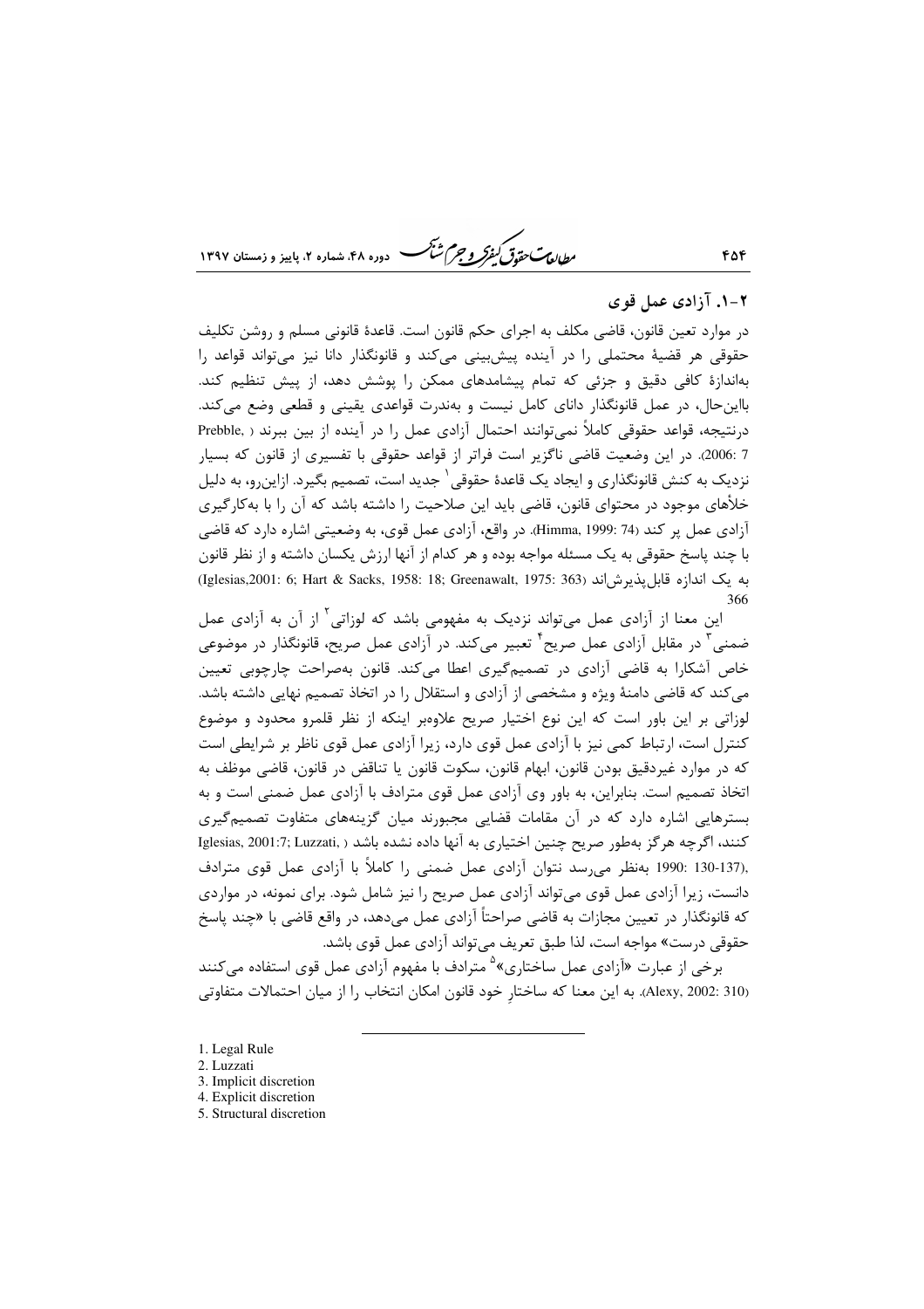## ۲-۱. آزادی عمل قوی

در موارد تعین قانون، قاضی مکلف به اجرای حکم قانون است. قاعدهٔ قانونی مسلم و روشن تکلیف حقوقی هر قضیهٔ محتملی را در آینده پیش‌بینی می‌کند و قانونگذار دانا نیز می‌تواند قواعد را به‌اندازهٔ کافی دقیق و جزئی که تمام پیشامدهای ممکن را پوشش دهد، از پیش تنظیم کند. بااین‌حال، در عمل قانونگذار دانای کامل نیست و به‌ندرت قواعدی یقینی و قطعی وضع می‌کند. درنتیجه، قواعد حقوقی کاملاً نمی‌توانند احتمال آزادی عمل را در آینده از بین ببرند (Prebble, 2006: 7). در این وضعیت قاضی ناگزیر است فراتر از قواعد حقوقی با تفسیری از قانون که بسیار نزدیک به کنش قانونگذاری و ایجاد یک قاعدهٔ حقوقی[1] جدید است، تصمیم بگیرد. ازاین‌رو، به دلیل خلأهای موجود در محتوای قانون، قاضی باید این صلاحیت را داشته باشد که آن را با به‌کارگیری آزادی عمل پر کند (Himma, 1999: 74). در واقع، آزادی عمل قوی، به وضعیتی اشاره دارد که قاضی با چند پاسخ حقوقی به یک مسئله مواجه بوده و هر کدام از آنها ارزش یکسان داشته و از نظر قانون به یک اندازه قابل‌پذیرش‌اند (Iglesias,2001: 6; Hart & Sacks, 1958: 18; Greenawalt, 1975: 363-366)

این معنا از آزادی عمل می‌تواند نزدیک به مفهومی باشد که لوزاتی[2] از آن به آزادی عمل ضمنی[3] در مقابل آزادی عمل صریح[4] تعبیر می‌کند. در آزادی عمل صریح، قانونگذار در موضوعی خاص آشکارا به قاضی آزادی در تصمیم‌گیری اعطا می‌کند. قانون به‌صراحت چارچوبی تعیین می‌کند که قاضی دامنهٔ ویژه و مشخصی از آزادی و استقلال را در اتخاذ تصمیم نهایی داشته باشد. لوزاتی بر این باور است که این نوع اختیار صریح علاوه‌بر اینکه از نظر قلمرو محدود و موضوع کنترل است، ارتباط کمی نیز با آزادی عمل قوی دارد، زیرا آزادی عمل قوی ناظر بر شرایطی است که در موارد غیردقیق بودن قانون، ابهام قانون، سکوت قانون یا تناقض در قانون، قاضی موظف به اتخاذ تصمیم است. بنابراین، به باور وی آزادی عمل قوی مترادف با آزادی عمل ضمنی است و به بسترهایی اشاره دارد که در آن مقامات قضایی مجبورند میان گزینه‌های متفاوت تصمیم‌گیری کنند، اگرچه هرگز به‌طور صریح چنین اختیاری به آنها داده نشده باشد (Iglesias, 2001:7; Luzzati, 1990: 130-137). به‌نظر می‌رسد نتوان آزادی عمل ضمنی را کاملاً با آزادی عمل قوی مترادف دانست، زیرا آزادی عمل قوی می‌تواند آزادی عمل صریح را نیز شامل شود. برای نمونه، در مواردی که قانونگذار در تعیین مجازات به قاضی صراحتاً آزادی عمل می‌دهد، در واقع قاضی با «چند پاسخ حقوقی درست» مواجه است، لذا طبق تعریف می‌تواند آزادی عمل قوی باشد.

برخی از عبارت «آزادی عمل ساختاری»[5] مترادف با مفهوم آزادی عمل قوی استفاده می‌کنند (Alexy, 2002: 310). به این معنا که ساختارِ خود قانون امکان انتخاب را از میان احتمالات متفاوتی

---

1. Legal Rule
2. Luzzati
3. Implicit discretion
4. Explicit discretion
5. Structural discretion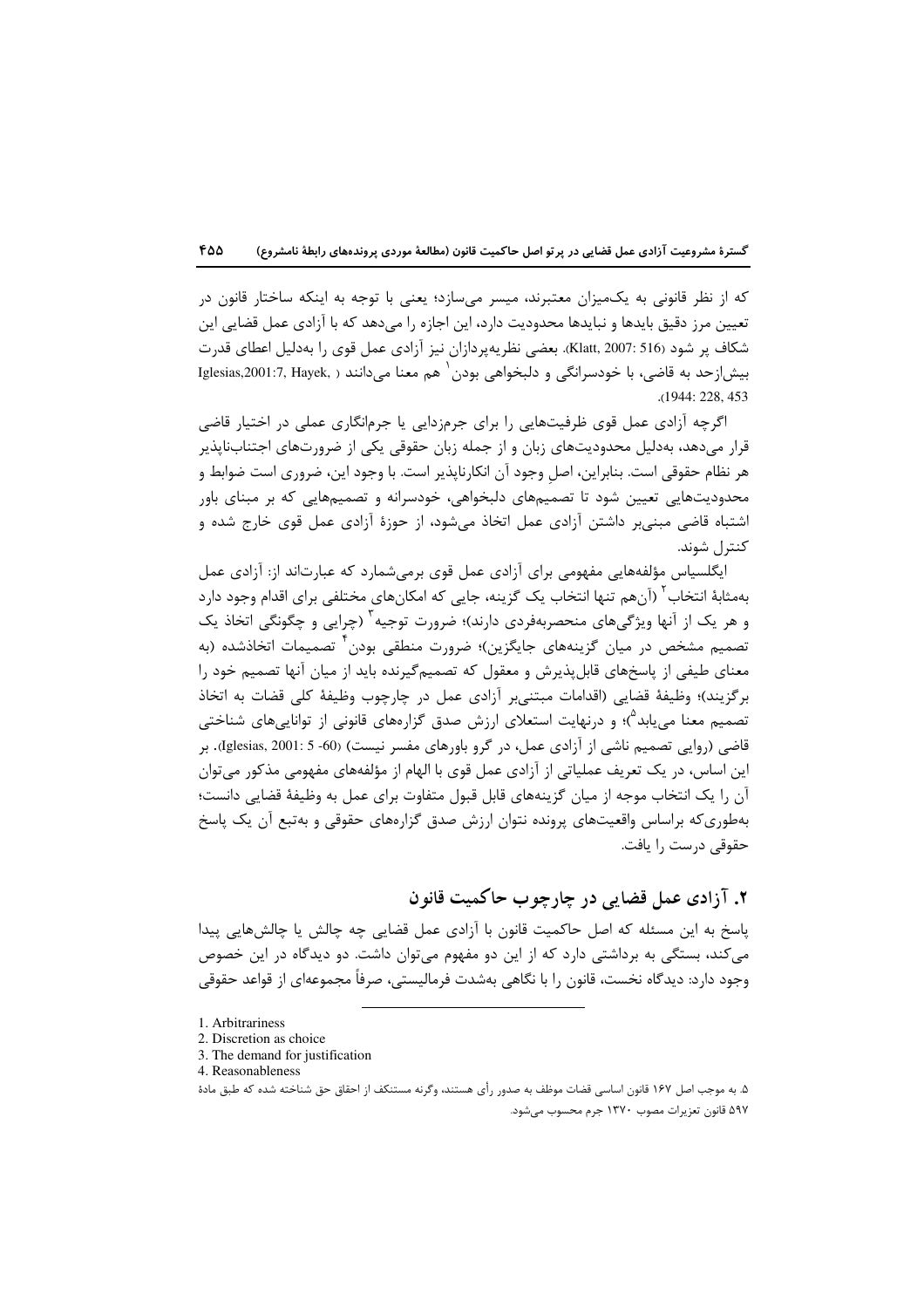که از نظر قانونی به یک‌میزان معتبرند، میسر می‌سازد؛ یعنی با توجه به اینکه ساختار قانون در تعیین مرز دقیق بایدها و نبایدها محدودیت دارد، این اجازه را می‌دهد که با آزادی عمل قضایی این شکاف پر شود (Klatt, 2007: 516). بعضی نظریه‌پردازان نیز آزادی عمل قوی را به‌دلیل اعطای قدرت بیش‌ازحد به قاضی، با خودسرانگی و دلبخواهی بودن[1] هم معنا می‌دانند (Iglesias,2001:7, Hayek, 1944: 228, 453).

اگرچه آزادی عمل قوی ظرفیت‌هایی را برای جرم‌زدایی یا جرم‌انگاری عملی در اختیار قاضی قرار می‌دهد، به‌دلیل محدودیت‌های زبان و از جمله زبان حقوقی یکی از ضرورت‌های اجتناب‌ناپذیر هر نظام حقوقی است. بنابراین، اصلِ وجود آن انکارناپذیر است. با وجود این، ضروری است ضوابط و محدودیت‌هایی تعیین شود تا تصمیم‌های دلبخواهی، خودسرانه و تصمیم‌هایی که بر مبنای باور اشتباه قاضی مبنی‌بر داشتن آزادی عمل اتخاذ می‌شود، از حوزهٔ آزادی عمل قوی خارج شده و کنترل شوند.

ایگلسیاس مؤلفه‌هایی مفهومی برای آزادی عمل قوی برمی‌شمارد که عبارت‌اند از: آزادی عمل به‌مثابهٔ انتخاب[2] (آن‌هم تنها انتخاب یک گزینه، جایی که امکان‌های مختلفی برای اقدام وجود دارد و هر یک از آنها ویژگی‌های منحصربه‌فردی دارند)؛ ضرورت توجیه[3] (چرایی و چگونگی اتخاذ یک تصمیم مشخص در میان گزینه‌های جایگزین)؛ ضرورت منطقی بودن[4] تصمیمات اتخاذشده (به معنای طیفی از پاسخ‌های قابل‌پذیرش و معقول که تصمیم‌گیرنده باید از میان آنها تصمیم خود را برگزینند)؛ وظیفهٔ قضایی (اقدامات مبتنی‌بر آزادی عمل در چارچوب وظیفهٔ کلی قضات به اتخاذ تصمیم معنا می‌یابد[5])؛ و درنهایت استعلای ارزش صدق گزاره‌های قانونی از توانایی‌های شناختی قاضی (روایی تصمیم ناشی از آزادی عمل، در گرو باورهای مفسر نیست) (Iglesias, 2001: 5 -60). بر این اساس، در یک تعریف عملیاتی از آزادی عمل قوی با الهام از مؤلفه‌های مفهومی مذکور می‌توان آن را یک انتخاب موجه از میان گزینه‌های قابل قبول متفاوت برای عمل به وظیفهٔ قضایی دانست؛ به‌طوری‌که براساس واقعیت‌های پرونده نتوان ارزش صدق گزاره‌های حقوقی و به‌تبع آن یک پاسخ حقوقی درست را یافت.

## ۲. آزادی عمل قضایی در چارچوب حاکمیت قانون

پاسخ به این مسئله که اصل حاکمیت قانون با آزادی عمل قضایی چه چالش یا چالش‌هایی پیدا می‌کند، بستگی به برداشتی دارد که از این دو مفهوم می‌توان داشت. دو دیدگاه در این خصوص وجود دارد: دیدگاه نخست، قانون را با نگاهی به‌شدت فرمالیستی، صرفاً مجموعه‌ای از قواعد حقوقی

---

1. Arbitrariness
2. Discretion as choice
3. The demand for justification
4. Reasonableness
5. به موجب اصل ۱۶۷ قانون اساسی قضات موظف به صدور رأی هستند، وگرنه مستنکف از احقاق حق شناخته شده که طبق مادهٔ ۵۹۷ قانون تعزیرات مصوب ۱۳۷۰ جرم محسوب می‌شود.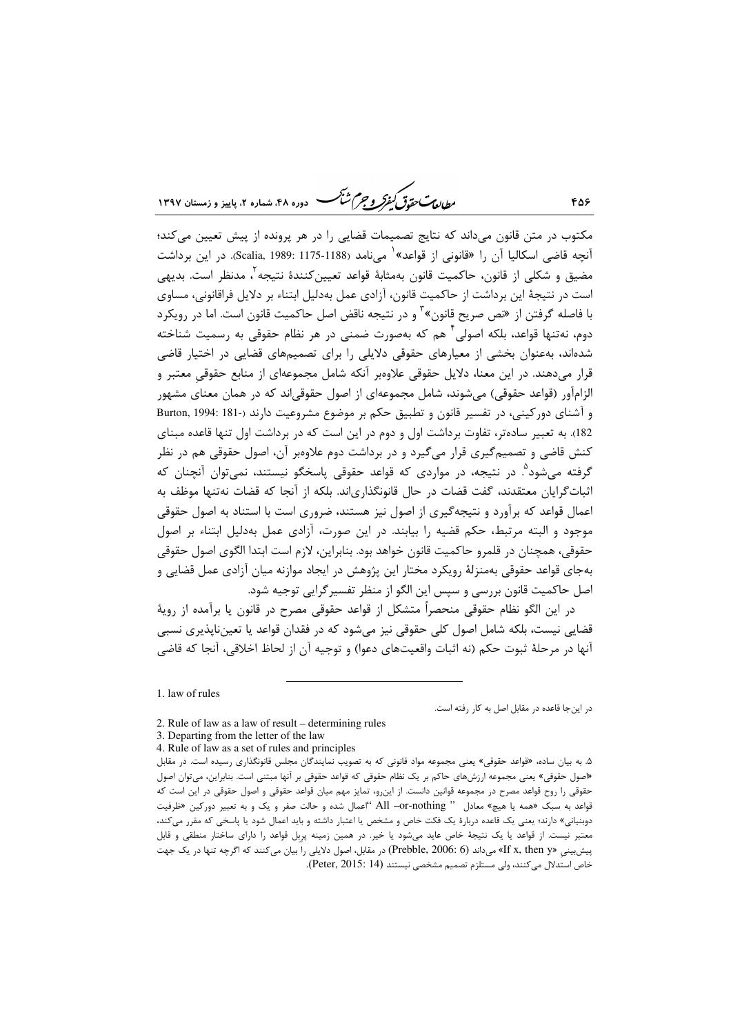مکتوب در متن قانون می‌داند که نتایج تصمیمات قضایی را در هر پرونده از پیش تعیین می‌کند؛ آنچه قاضی اسکالیا آن را «قانونی از قواعد»[1] می‌نامد (Scalia, 1989: 1175-1188). در این برداشت مضیق و شکلی از قانون، حاکمیت قانون به‌مثابهٔ قواعد تعیین‌کنندهٔ نتیجه[2]، مدنظر است. بدیهی است در نتیجهٔ این برداشت از حاکمیت قانون، آزادی عمل به‌دلیل ابتناء بر دلایل فراقانونی، مساوی با فاصله گرفتن از «نص صریح قانون»[3] و در نتیجه ناقض اصل حاکمیت قانون است. اما در رویکرد دوم، نه‌تنها قواعد، بلکه اصولی[4] هم که به‌صورت ضمنی در هر نظام حقوقی به رسمیت شناخته شده‌اند، به‌عنوان بخشی از معیارهای حقوقی دلایلی را برای تصمیم‌های قضایی در اختیار قاضی قرار می‌دهند. در این معنا، دلایل حقوقی علاوه‌بر آنکه شامل مجموعه‌ای از منابع حقوقیِ معتبر و الزام‌آور (قواعد حقوقی) می‌شوند، شامل مجموعه‌ای از اصول حقوقی‌اند که در همان معنای مشهور و آشنای دورکینی، در تفسیر قانون و تطبیق حکم بر موضوع مشروعیت دارند (Burton, 1994: 181-182). به تعبیر ساده‌تر، تفاوت برداشت اول و دوم در این است که در برداشت اول تنها قاعده مبنای کنش قاضی و تصمیم‌گیری قرار می‌گیرد و در برداشت دوم علاوه‌بر آن، اصول حقوقی هم در نظر گرفته می‌شود[5]. در نتیجه، در مواردی که قواعد حقوقی پاسخگو نیستند، نمی‌توان آنچنان که اثبات‌گرایان معتقدند، گفت قضات در حال قانونگذاری‌اند. بلکه از آنجا که قضات نه‌تنها موظف به اعمال قواعد که برآورد و نتیجه‌گیری از اصول نیز هستند، ضروری است با استناد به اصول حقوقی موجود و البته مرتبط، حکم قضیه را بیابند. در این صورت، آزادی عمل به‌دلیل ابتناء بر اصول حقوقی، همچنان در قلمرو حاکمیت قانون خواهد بود. بنابراین، لازم است ابتدا الگوی اصول حقوقی به‌جای قواعد حقوقی به‌منزلهٔ رویکرد مختار این پژوهش در ایجاد موازنه میان آزادی عمل قضایی و اصل حاکمیت قانون بررسی و سپس این الگو از منظر تفسیرگرایی توجیه شود.

در این الگو نظام حقوقی منحصراً متشکل از قواعد حقوقی مصرح در قانون یا برآمده از رویهٔ قضایی نیست، بلکه شامل اصول کلی حقوقی نیز می‌شود که در فقدان قواعد یا تعین‌ناپذیری نسبی آنها در مرحلهٔ ثبوت حکم (نه اثبات واقعیت‌های دعوا) و توجیه آن از لحاظ اخلاقی، آنجا که قاضی

---

1. law of rules

در اینجا قاعده در مقابل اصل به کار رفته است.

2. Rule of law as a law of result – determining rules

3. Departing from the letter of the law

4. Rule of law as a set of rules and principles

۵. به بیان ساده، «قواعد حقوقی» یعنی مجموعه مواد قانونی که به تصویب نمایندگان مجلس قانونگذاری رسیده است. در مقابل «اصول حقوقی» یعنی مجموعه ارزش‌های حاکم بر یک نظام حقوقی که قواعد حقوقی بر آنها مبتنی است. بنابراین، می‌توان اصول حقوقی را روح قواعد مصرح در مجموعه قوانین دانست. از این‌رو، تمایز مهم میان قواعد حقوقی و اصول حقوقی در این است که قواعد به سبک «همه یا هیچ» معادل " All –or-nothing "اعمال شده و حالت صفر و یک و به تعبیر دورکین «ظرفیت دوبنیانی» دارند؛ یعنی یک قاعده دربارهٔ یک فکت خاص و مشخص یا اعتبار داشته و باید اعمال شود یا پاسخی که مقرر می‌کند، معتبر نیست. از قواعد یا یک نتیجهٔ خاص عاید می‌شود یا خیر. در همین زمینه پربل قواعد را دارای ساختار منطقی و قابل پیش‌بینی «If x, then y» می‌داند (Prebble, 2006: 6) در مقابل، اصول دلایلی را بیان می‌کنند که اگرچه تنها در یک جهت خاص استدلال می‌کنند، ولی مستلزم تصمیم مشخصی نیستند (Peter, 2015: 14).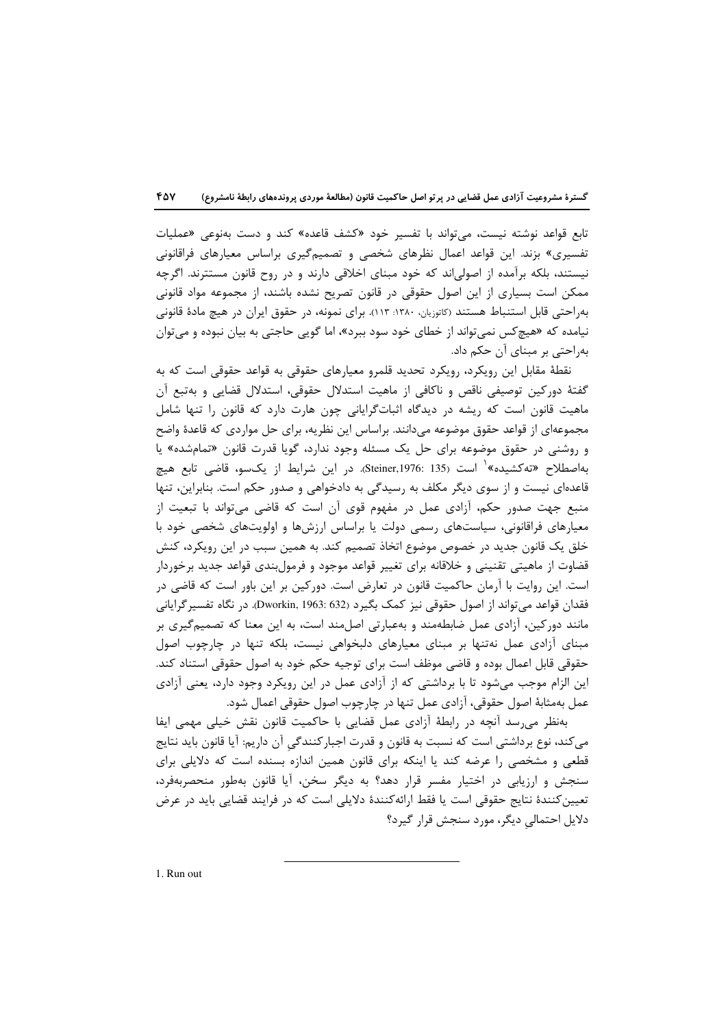تابع قواعد نوشته نیست، می‌تواند با تفسیر خود «کشف قاعده» کند و دست به‌نوعی «عملیات تفسیری» بزند. این قواعد اعمال نظرهای شخصی و تصمیم‌گیری براساس معیارهای فراقانونی نیستند، بلکه برآمده از اصولی‌اند که خود مبنای اخلاقی دارند و در روح قانون مستترند. اگرچه ممکن است بسیاری از این اصول حقوقی در قانون تصریح نشده باشند، از مجموعه مواد قانونی به‌راحتی قابل استنباط هستند (کاتوزیان، ۱۳۸۰: ۱۱۳). برای نمونه، در حقوق ایران در هیچ مادهٔ قانونی نیامده که «هیچ‌کس نمی‌تواند از خطای خود سود ببرد»، اما گویی حاجتی به بیان نبوده و می‌توان به‌راحتی بر مبنای آن حکم داد.

نقطهٔ مقابل این رویکرد، رویکرد تحدید قلمرو معیارهای حقوقی به قواعد حقوقی است که به گفتهٔ دورکین توصیفی ناقص و ناکافی از ماهیت استدلال حقوقی، استدلال قضایی و به‌تبع آن ماهیت قانون است که ریشه در دیدگاه اثبات‌گرایانی چون هارت دارد که قانون را تنها شامل مجموعه‌ای از قواعد حقوق موضوعه می‌دانند. براساس این نظریه، برای حل مواردی که قاعدهٔ واضح و روشنی در حقوق موضوعه برای حل یک مسئله وجود ندارد، گویا قدرت قانون «تمام‌شده» یا به‌اصطلاح «ته‌کشیده»[1] است (Steiner,1976: 135). در این شرایط از یک‌سو، قاضی تابع هیچ قاعده‌ای نیست و از سوی دیگر مکلف به رسیدگی به دادخواهی و صدور حکم است. بنابراین، تنها منبع جهت صدور حکم، آزادی عمل در مفهوم قوی آن است که قاضی می‌تواند با تبعیت از معیارهای فراقانونی، سیاست‌های رسمی دولت یا براساس ارزش‌ها و اولویت‌های شخصی خود با خلق یک قانون جدید در خصوص موضوع اتخاذ تصمیم کند. به همین سبب در این رویکرد، کنش قضاوت از ماهیتی تقنینی و خلاقانه برای تغییر قواعد موجود و فرمول‌بندی قواعد جدید برخوردار است. این روایت با آرمان حاکمیت قانون در تعارض است. دورکین بر این باور است که قاضی در فقدان قواعد می‌تواند از اصول حقوقی نیز کمک بگیرد (Dworkin, 1963: 632). در نگاه تفسیرگرایانی مانند دورکین، آزادی عمل ضابطه‌مند و به‌عبارتی اصل‌مند است، به این معنا که تصمیم‌گیری بر مبنای آزادی عمل نه‌تنها بر مبنای معیارهای دلبخواهی نیست، بلکه تنها در چارچوب اصول حقوقی قابل اعمال بوده و قاضی موظف است برای توجیه حکم خود به اصول حقوقی استناد کند. این الزام موجب می‌شود تا با برداشتی که از آزادی عمل در این رویکرد وجود دارد، یعنی آزادی عمل به‌مثابهٔ اصول حقوقی، آزادی عمل تنها در چارچوب اصول حقوقی اعمال شود.

به‌نظر می‌رسد آنچه در رابطهٔ آزادی عمل قضایی با حاکمیت قانون نقش خیلی مهمی ایفا می‌کند، نوع برداشتی است که نسبت به قانون و قدرت اجبارکنندگیِ آن داریم: آیا قانون باید نتایج قطعی و مشخصی را عرضه کند یا اینکه برای قانون همین اندازه بسنده است که دلایلی برای سنجش و ارزیابی در اختیار مفسر قرار دهد؟ به دیگر سخن، آیا قانون به‌طور منحصربه‌فرد، تعیین‌کنندهٔ نتایج حقوقی است یا فقط ارائه‌کنندهٔ دلایلی است که در فرایند قضایی باید در عرض دلایل احتمالیِ دیگر، مورد سنجش قرار گیرد؟

---

1. Run out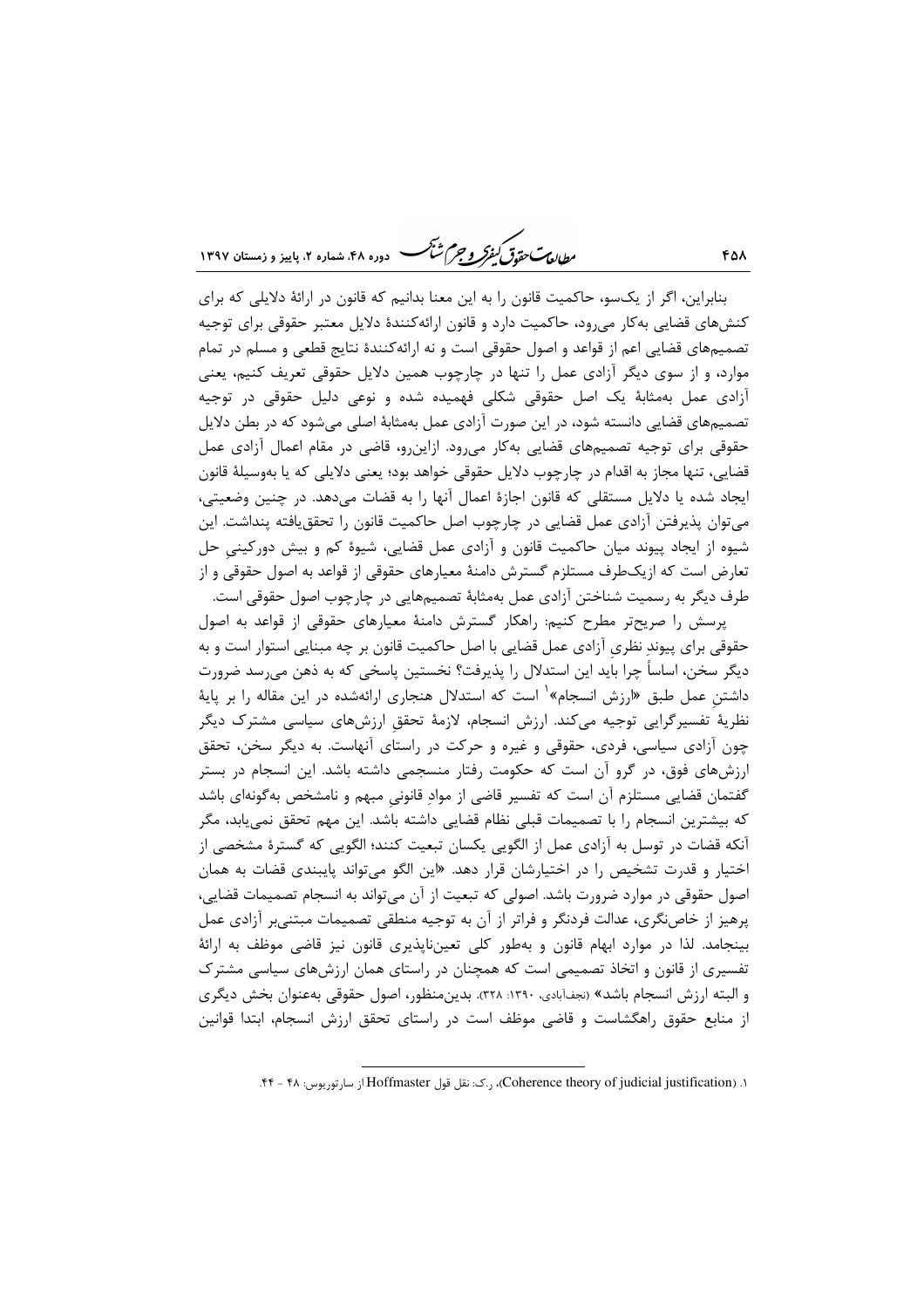بنابراین، اگر از یک‌سو، حاکمیت قانون را به این معنا بدانیم که قانون در ارائهٔ دلایلی که برای کنش‌های قضایی به‌کار می‌رود، حاکمیت دارد و قانون ارائه‌کنندهٔ دلایل معتبر حقوقی برای توجیه تصمیم‌های قضایی اعم از قواعد و اصول حقوقی است و نه ارائه‌کنندهٔ نتایج قطعی و مسلم در تمام موارد، و از سوی دیگر آزادی عمل را تنها در چارچوب همین دلایل حقوقی تعریف کنیم، یعنی آزادی عمل به‌مثابهٔ یک اصل حقوقی شکلی فهمیده شده و نوعی دلیل حقوقی در توجیه تصمیم‌های قضایی دانسته شود، در این صورت آزادی عمل به‌مثابهٔ اصلی می‌شود که در بطن دلایل حقوقی برای توجیه تصمیم‌های قضایی به‌کار می‌رود. ازاین‌رو، قاضی در مقام اعمال آزادی عمل قضایی، تنها مجاز به اقدام در چارچوب دلایل حقوقی خواهد بود؛ یعنی دلایلی که یا به‌وسیلهٔ قانون ایجاد شده یا دلایل مستقلی که قانون اجازهٔ اعمال آنها را به قضات می‌دهد. در چنین وضعیتی، می‌توان پذیرفتن آزادی عمل قضایی در چارچوب اصل حاکمیت قانون را تحقق‌یافته پنداشت. این شیوه از ایجاد پیوند میان حاکمیت قانون و آزادی عمل قضایی، شیوهٔ کم و بیش دورکینیِ حل تعارض است که ازیک‌طرف مستلزم گسترش دامنهٔ معیارهای حقوقی از قواعد به اصول حقوقی و از طرف دیگر به رسمیت شناختن آزادی عمل به‌مثابهٔ تصمیم‌هایی در چارچوب اصول حقوقی است.

پرسش را صریح‌تر مطرح کنیم: راهکار گسترش دامنهٔ معیارهای حقوقی از قواعد به اصول حقوقی برای پیوندِ نظری آزادی عمل قضایی با اصل حاکمیت قانون بر چه مبنایی استوار است و به دیگر سخن، اساساً چرا باید این استدلال را پذیرفت؟ نخستین پاسخی که به ذهن می‌رسد ضرورت داشتنِ عمل طبق «ارزش انسجام»[1] است که استدلال هنجاری ارائه‌شده در این مقاله را بر پایهٔ نظریهٔ تفسیرگرایی توجیه می‌کند. ارزش انسجام، لازمهٔ تحقق ارزش‌های سیاسی مشترک دیگر چون آزادی سیاسی، فردی، حقوقی و غیره و حرکت در راستای آنهاست. به دیگر سخن، تحقق ارزش‌های فوق، در گرو آن است که حکومت رفتار منسجمی داشته باشد. این انسجام در بستر گفتمان قضایی مستلزم آن است که تفسیر قاضی از موادِ قانونیِ مبهم و نامشخص به‌گونه‌ای باشد که بیشترین انسجام را با تصمیمات قبلی نظام قضایی داشته باشد. این مهم تحقق نمی‌یابد، مگر آنکه قضات در توسل به آزادی عمل از الگویی یکسان تبعیت کنند؛ الگویی که گسترهٔ مشخصی از اختیار و قدرت تشخیص را در اختیارشان قرار دهد. «این الگو می‌تواند پایبندی قضات به همان اصول حقوقی در موارد ضرورت باشد. اصولی که تبعیت از آن می‌تواند به انسجام تصمیمات قضایی، پرهیز از خاص‌نگری، عدالت فردنگر و فراتر از آن به توجیه منطقی تصمیمات مبتنی‌بر آزادی عمل بینجامد. لذا در موارد ابهام قانون و به‌طور کلی تعین‌ناپذیری قانون نیز قاضی موظف به ارائهٔ تفسیری از قانون و اتخاذ تصمیمی است که همچنان در راستای همان ارزش‌های سیاسی مشترک و البته ارزش انسجام باشد» (نجف‌آبادی، ۱۳۹۰: ۳۲۸). بدین‌منظور، اصول حقوقی به‌عنوان بخش دیگری از منابع حقوق راهگشاست و قاضی موظف است در راستای تحقق ارزش انسجام، ابتدا قوانین

---

[1] (Coherence theory of judicial justification)، ر.ک: نقل قول Hoffmaster از سارتوریوس: ۴۸ - ۴۴.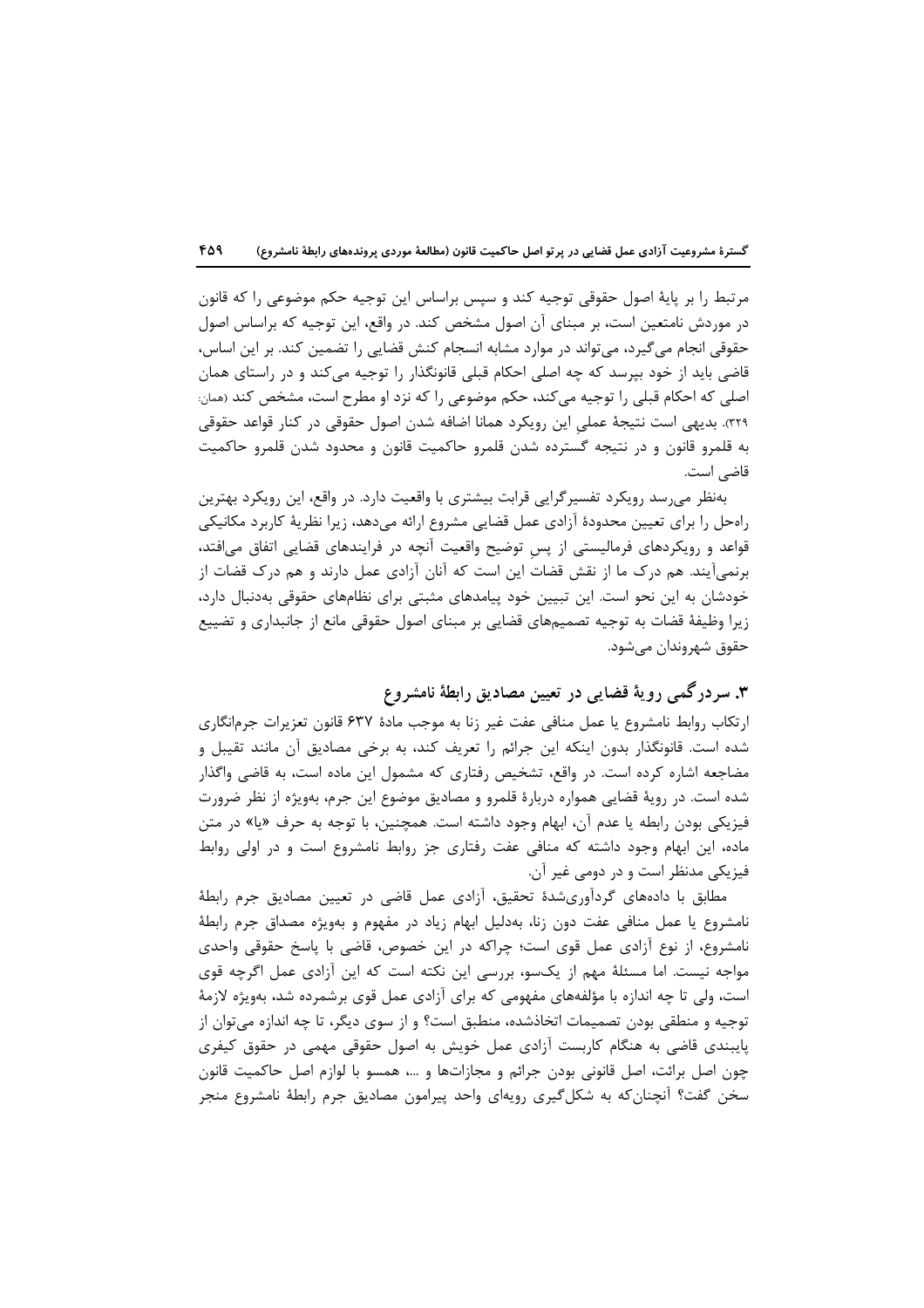مرتبط را بر پایهٔ اصول حقوقی توجیه کند و سپس براساس این توجیه حکم موضوعی را که قانون در موردش نامتعین است، بر مبنای آن اصول مشخص کند. در واقع، این توجیه که براساس اصول حقوقی انجام می‌گیرد، می‌تواند در موارد مشابه انسجام کنش قضایی را تضمین کند. بر این اساس، قاضی باید از خود بپرسد که چه اصلی احکام قبلی قانونگذار را توجیه می‌کند و در راستای همان اصلی که احکام قبلی را توجیه می‌کند، حکم موضوعی را که نزد او مطرح است، مشخص کند (همان: ۳۲۹). بدیهی است نتیجهٔ عملیِ این رویکرد همانا اضافه شدن اصول حقوقی در کنار قواعد حقوقی به قلمرو قانون و در نتیجه گسترده شدن قلمرو حاکمیت قانون و محدود شدن قلمرو حاکمیت قاضی است.

به‌نظر می‌رسد رویکرد تفسیرگرایی قرابت بیشتری با واقعیت دارد. در واقع، این رویکرد بهترین راه‌حل را برای تعیین محدودهٔ آزادی عمل قضایی مشروع ارائه می‌دهد، زیرا نظریهٔ کاربرد مکانیکی قواعد و رویکردهای فرمالیستی از پسِ توضیح واقعیت آنچه در فرایندهای قضایی اتفاق می‌افتد، برنمی‌آیند. هم درک ما از نقش قضات این است که آنان آزادی عمل دارند و هم درک قضات از خودشان به این نحو است. این تبیین خود پیامدهای مثبتی برای نظام‌های حقوقی به‌دنبال دارد، زیرا وظیفهٔ قضات به توجیه تصمیم‌های قضایی بر مبنای اصول حقوقی مانع از جانبداری و تضییع حقوق شهروندان می‌شود.

## ۳. سردرگمی رویهٔ قضایی در تعیین مصادیق رابطهٔ نامشروع

ارتکاب روابط نامشروع یا عمل منافی عفت غیر زنا به موجب مادهٔ ۶۳۷ قانون تعزیرات جرم‌انگاری شده است. قانونگذار بدون اینکه این جرائم را تعریف کند، به برخی مصادیق آن مانند تقبیل و مضاجعه اشاره کرده است. در واقع، تشخیص رفتاری که مشمول این ماده است، به قاضی واگذار شده است. در رویهٔ قضایی همواره دربارهٔ قلمرو و مصادیق موضوع این جرم، به‌ویژه از نظر ضرورت فیزیکی بودن رابطه یا عدم آن، ابهام وجود داشته است. همچنین، با توجه به حرف «یا» در متن ماده، این ابهام وجود داشته که منافی عفت رفتاری جز روابط نامشروع است و در اولی روابط فیزیکی مدنظر است و در دومی غیر آن.

مطابق با داده‌های گردآوری‌شدهٔ تحقیق، آزادی عمل قاضی در تعیین مصادیق جرم رابطهٔ نامشروع یا عمل منافی عفت دون زنا، به‌دلیل ابهام زیاد در مفهوم و به‌ویژه مصداق جرم رابطهٔ نامشروع، از نوع آزادی عمل قوی است؛ چراکه در این خصوص، قاضی با پاسخ حقوقی واحدی مواجه نیست. اما مسئلهٔ مهم از یک‌سو، بررسی این نکته است که این آزادی عمل اگرچه قوی است، ولی تا چه اندازه با مؤلفه‌های مفهومی که برای آزادی عمل قوی برشمرده شد، به‌ویژه لازمهٔ توجیه و منطقی بودن تصمیمات اتخاذشده، منطبق است؟ و از سوی دیگر، تا چه اندازه می‌توان از پایبندی قاضی به هنگام کاربست آزادی عمل خویش به اصول حقوقی مهمی در حقوق کیفری چون اصل برائت، اصل قانونی بودن جرائم و مجازات‌ها و ...، همسو با لوازم اصل حاکمیت قانون سخن گفت؟ آنچنان‌که به شکل‌گیری رویه‌ای واحد پیرامون مصادیق جرم رابطهٔ نامشروع منجر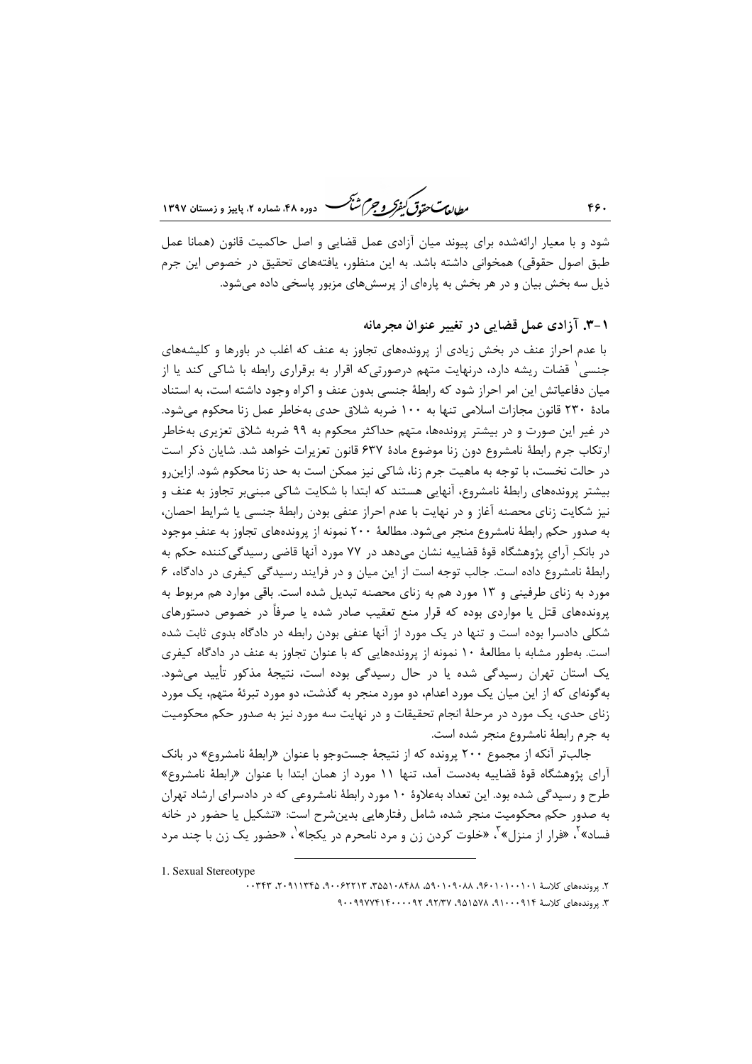شود و با معیار ارائه‌شده برای پیوند میان آزادی عمل قضایی و اصل حاکمیت قانون (همانا عمل طبق اصول حقوقی) همخوانی داشته باشد. به این منظور، یافته‌های تحقیق در خصوص این جرم ذیل سه بخش بیان و در هر بخش به پاره‌ای از پرسش‌های مزبور پاسخی داده می‌شود.

### ۱-۳. آزادی عمل قضایی در تغییر عنوان مجرمانه

با عدم احراز عنف در بخش زیادی از پرونده‌های تجاوز به عنف که اغلب در باورها و کلیشه‌های جنسی[1] قضات ریشه دارد، درنهایت متهم درصورتی‌که اقرار به برقراری رابطه با شاکی کند یا از میان دفاعیاتش این امر احراز شود که رابطهٔ جنسی بدون عنف و اکراه وجود داشته است، به استناد مادهٔ ۲۳۰ قانون مجازات اسلامی تنها به ۱۰۰ ضربه شلاق حدی به‌خاطر عمل زنا محکوم می‌شود. در غیر این صورت و در بیشتر پرونده‌ها، متهم حداکثر محکوم به ۹۹ ضربه شلاق تعزیری به‌خاطر ارتکاب جرم رابطهٔ نامشروع دون زنا موضوع مادهٔ ۶۳۷ قانون تعزیرات خواهد شد. شایان ذکر است در حالت نخست، با توجه به ماهیت جرم زنا، شاکی نیز ممکن است به حد زنا محکوم شود. ازاین‌رو بیشتر پرونده‌های رابطهٔ نامشروع، آنهایی هستند که ابتدا با شکایت شاکی مبنی‌بر تجاوز به عنف و نیز شکایت زنای محصنه آغاز و در نهایت با عدم احراز عنفی بودن رابطهٔ جنسی یا شرایط احصان، به صدور حکم رابطهٔ نامشروع منجر می‌شود. مطالعهٔ ۲۰۰ نمونه از پرونده‌های تجاوز به عنفِ موجود در بانکِ آرایِ پژوهشگاه قوهٔ قضاییه نشان می‌دهد در ۷۷ مورد آنها قاضی رسیدگی‌کننده حکم به رابطهٔ نامشروع داده است. جالب توجه است از این میان و در فرایند رسیدگی کیفری در دادگاه، ۶ مورد به زنای طرفینی و ۱۳ مورد هم به زنای محصنه تبدیل شده است. باقی موارد هم مربوط به پرونده‌های قتل یا مواردی بوده که قرار منع تعقیب صادر شده یا صرفاً در خصوص دستورهای شکلی دادسرا بوده است و تنها در یک مورد از آنها عنفی بودن رابطه در دادگاه بدوی ثابت شده است. به‌طور مشابه با مطالعهٔ ۱۰ نمونه از پرونده‌هایی که با عنوان تجاوز به عنف در دادگاه کیفری یک استان تهران رسیدگی شده یا در حال رسیدگی بوده است، نتیجهٔ مذکور تأیید می‌شود. به‌گونه‌ای که از این میان یک مورد اعدام، دو مورد منجر به گذشت، دو مورد تبرئهٔ متهم، یک مورد زنای حدی، یک مورد در مرحلهٔ انجام تحقیقات و در نهایت سه مورد نیز به صدور حکم محکومیت به جرم رابطهٔ نامشروع منجر شده است.

جالب‌تر آنکه از مجموع ۲۰۰ پرونده که از نتیجهٔ جست‌وجو با عنوان «رابطهٔ نامشروع» در بانک آرای پژوهشگاه قوهٔ قضاییه به‌دست آمد، تنها ۱۱ مورد از همان ابتدا با عنوان «رابطهٔ نامشروع» طرح و رسیدگی شده بود. این تعداد به‌علاوهٔ ۱۰ مورد رابطهٔ نامشروعی که در دادسرای ارشاد تهران به صدور حکم محکومیت منجر شده، شامل رفتارهایی بدین‌شرح است: «تشکیل یا حضور در خانه فساد»[2]، «فرار از منزل»[3]، «خلوت کردن زن و مرد نامحرم در یکجا»[1]، «حضور یک زن با چند مرد

---

1. Sexual Stereotype

۲. پرونده‌های کلاسهٔ ۹۶۰۱۰۱۰۰۱۰۱، ۵۹۰۱۰۹۰۸۸، ۳۵۵۱۰۸۴۸۸، ۹۰۰۶۲۲۱۳، ۲۰۹۱۱۳۴۵، ۰۰۳۴۳

۳. پرونده‌های کلاسهٔ ۹۱۰۰۰۹۱۴، ۹۵۱۵۷۸، ۹۲/۳۷، ۹۰۰۹۹۷۷۴۱۴۰۰۰۹۲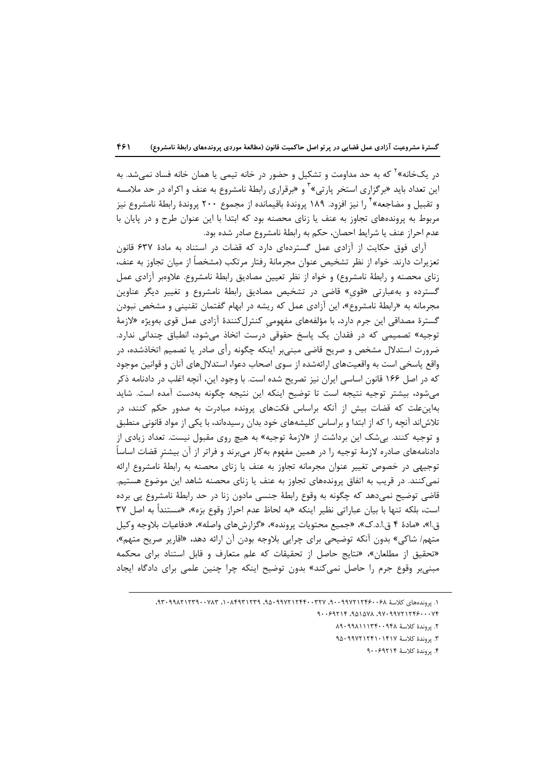در یک‌خانه»[2] که به حد مداومت و تشکیل و حضور در خانه تیمی یا همان خانه فساد نمی‌شد. به این تعداد باید «برگزاری استخر پارتی»[3] و «برقراری رابطهٔ نامشروع به عنف و اکراه در حد ملامسه و تقبیل و مضاجعه»[4] را نیز افزود. ۱۸۹ پروندهٔ باقیمانده از مجموع ۲۰۰ پروندهٔ رابطهٔ نامشروع نیز مربوط به پرونده‌های تجاوز به عنف یا زنای محصنه بود که ابتدا با این عنوان طرح و در پایان با عدم احراز عنف یا شرایط احصان، حکم به رابطهٔ نامشروع صادر شده بود.

آرای فوق حکایت از آزادی عمل گسترده‌ای دارد که قضات در استناد به مادهٔ ۶۳۷ قانون تعزیرات دارند. خواه از نظر تشخیص عنوان مجرمانهٔ رفتار مرتکب (مشخصاً از میان تجاوز به عنف، زنای محصنه و رابطهٔ نامشروع) و خواه از نظر تعیین مصادیق رابطهٔ نامشروع. علاوه‌بر آزادی عمل گسترده و به‌عبارتی «قوی» قاضی در تشخیص مصادیق رابطهٔ نامشروع و تغییر دیگر عناوین مجرمانه به «رابطهٔ نامشروع»، این آزادی عمل که ریشه در ابهام گفتمان تقنینی و مشخص نبودن گسترهٔ مصداقی این جرم دارد، با مؤلفه‌های مفهومیِ کنترل‌کنندهٔ آزادی عمل قوی به‌ویژه «لازمهٔ توجیه» تصمیمی که در فقدان یک پاسخ حقوقی درست اتخاذ می‌شود، انطباق چندانی ندارد. ضرورت استدلال مشخص و صریح قاضی مبنی‌بر اینکه چگونه رأی صادر یا تصمیم اتخاذشده، در واقع پاسخی است به واقعیت‌های ارائه‌شده از سوی اصحاب دعوا، استدلال‌های آنان و قوانین موجود که در اصل ۱۶۶ قانون اساسی ایران نیز تصریح شده است. با وجود این، آنچه اغلب در دادنامه ذکر می‌شود، بیشتر توجیه نتیجه است تا توضیح اینکه این نتیجه چگونه به‌دست آمده است. شاید به‌این‌علت که قضات بیش از آنکه براساس فکت‌های پرونده مبادرت به صدور حکم کنند، در تلاش‌اند آنچه را که از ابتدا و براساس کلیشه‌های خود بدان رسیده‌اند، با یکی از مواد قانونی منطبق و توجیه کنند. بی‌شک این برداشت از «لازمهٔ توجیه» به هیچ روی مقبول نیست. تعداد زیادی از دادنامه‌های صادره لازمهٔ توجیه را در همین مفهوم به‌کار می‌برند و فراتر از آن بیشترِ قضات اساساً توجیهی در خصوص تغییر عنوان مجرمانه تجاوز به عنف یا زنای محصنه به رابطهٔ نامشروع ارائه نمی‌کنند. در قریب به اتفاق پرونده‌های تجاوز به عنف یا زنای محصنه شاهد این موضوع هستیم. قاضی توضیح نمی‌دهد که چگونه به وقوع رابطهٔ جنسی مادون زنا در حد رابطهٔ نامشروع پی برده است، بلکه تنها با بیان عباراتی نظیر اینکه «به لحاظ عدم احراز وقوع بزه»، «مستنداً به اصل ۳۷ ق.ا»، «مادهٔ ۴ ق.ا.د.ک»، «جمیع محتویات پرونده»، «گزارش‌های واصله»، «دفاعیات بلاوجه وکیل متهم/ شاکی» بدون آنکه توضیحی برای چرایی بلاوجه بودن آن ارائه دهد، «اقاریر صریح متهم»، «تحقیق از مطلعان»، «نتایج حاصل از تحقیقات که علم متعارف و قابل استناد برای محکمه مبنی‌بر وقوع جرم را حاصل نمی‌کند» بدون توضیح اینکه چرا چنین علمی برای دادگاه ایجاد

---

۱. پرونده‌های کلاسهٔ ۹۰۰۹۹۷۲۱۲۴۶۰۰۶۸، ۹۵۰۹۹۷۲۱۲۴۴۰۰۳۲۷، ۱۰۸۴۹۳۱۲۳۹، ۹۳۰۹۹۸۲۱۲۳۹۰۰۷۸۳، ۹۷۰۹۹۷۲۱۲۴۶۰۰۰۷۴، ۹۵۱۵۷۸، ۹۰۰۶۹۲۱۴

۲. پروندهٔ کلاسهٔ ۸۹۰۹۹۸۱۱۱۳۴۰۰۹۴۸

۳. پروندهٔ کلاسهٔ ۹۵۰۹۹۷۲۱۲۴۱۰۱۴۱۷

۴. پروندهٔ کلاسهٔ ۹۰۰۶۹۲۱۴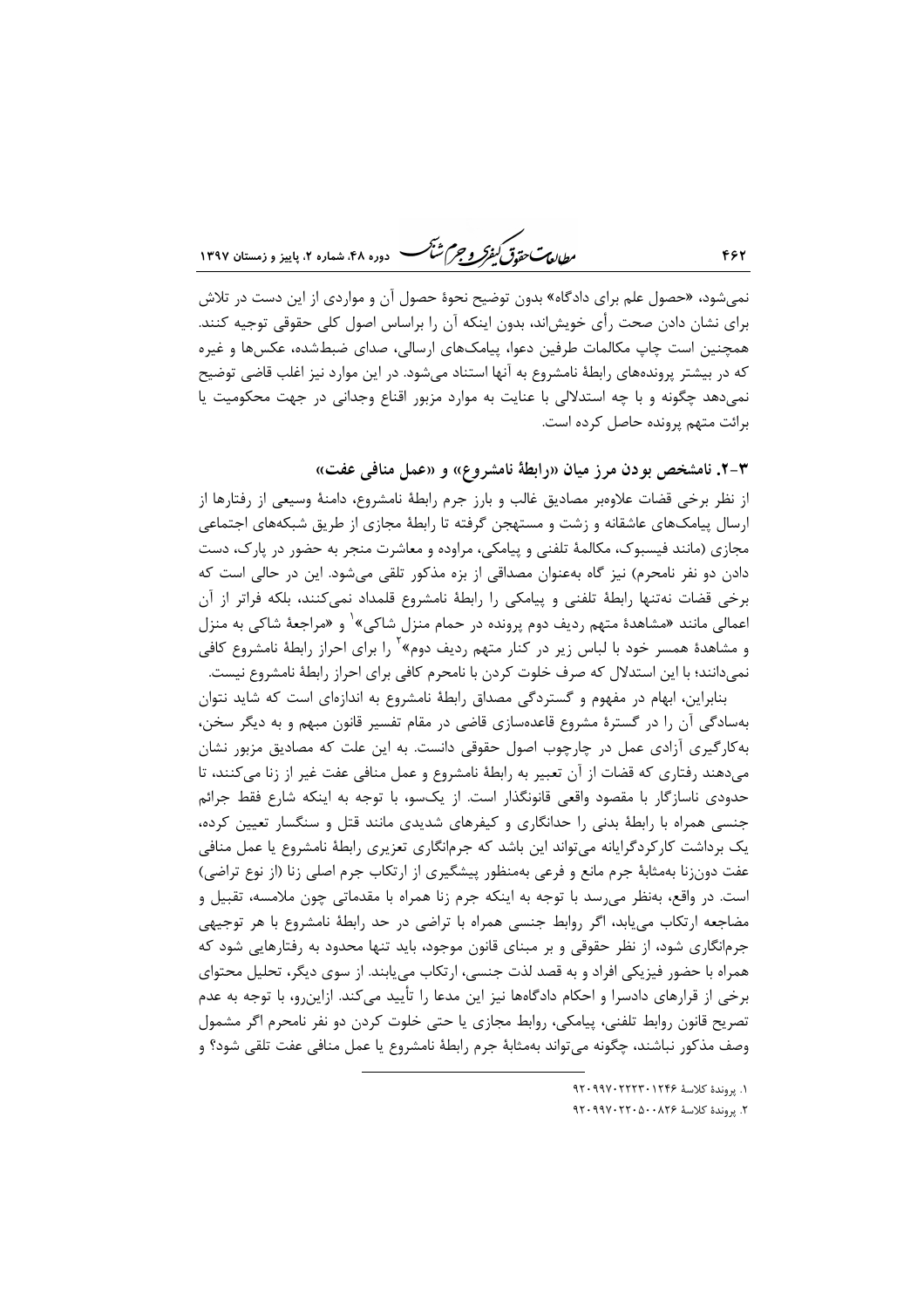نمی‌شود، «حصول علم برای دادگاه» بدون توضیح نحوهٔ حصول آن و مواردی از این دست در تلاش برای نشان دادن صحت رأی خویش‌اند، بدون اینکه آن را براساس اصول کلی حقوقی توجیه کنند. همچنین است چاپ مکالمات طرفین دعوا، پیامک‌های ارسالی، صدای ضبط‌شده، عکس‌ها و غیره که در بیشتر پرونده‌های رابطهٔ نامشروع به آنها استناد می‌شود. در این موارد نیز اغلب قاضی توضیح نمی‌دهد چگونه و با چه استدلالی با عنایت به موارد مزبور اقناع وجدانی در جهت محکومیت یا برائت متهم پرونده حاصل کرده است.

### ۳-۲. نامشخص بودن مرز میان «رابطهٔ نامشروع» و «عمل منافی عفت»

از نظر برخی قضات علاوه‌بر مصادیق غالب و بارز جرم رابطهٔ نامشروع، دامنهٔ وسیعی از رفتارها از ارسال پیامک‌های عاشقانه و زشت و مستهجن گرفته تا رابطهٔ مجازی از طریق شبکه‌های اجتماعی مجازی (مانند فیسبوک، مکالمهٔ تلفنی و پیامکی، مراوده و معاشرت منجر به حضور در پارک، دست دادن دو نفر نامحرم) نیز گاه به‌عنوان مصداقی از بزه مذکور تلقی می‌شود. این در حالی است که برخی قضات نه‌تنها رابطهٔ تلفنی و پیامکی را رابطهٔ نامشروع قلمداد نمی‌کنند، بلکه فراتر از آن اعمالی مانند «مشاهدهٔ متهم ردیف دوم پرونده در حمام منزل شاکی»[1] و «مراجعهٔ شاکی به منزل و مشاهدهٔ همسر خود با لباس زیر در کنار متهم ردیف دوم»[2] را برای احراز رابطهٔ نامشروع کافی نمی‌دانند؛ با این استدلال که صرف خلوت کردن با نامحرم کافی برای احراز رابطهٔ نامشروع نیست.

بنابراین، ابهام در مفهوم و گستردگی مصداق رابطهٔ نامشروع به اندازه‌ای است که شاید نتوان به‌سادگی آن را در گسترهٔ مشروع قاعده‌سازی قاضی در مقام تفسیر قانون مبهم و به دیگر سخن، به‌کارگیری آزادی عمل در چارچوب اصول حقوقی دانست. به این علت که مصادیق مزبور نشان می‌دهند رفتاری که قضات از آن تعبیر به رابطهٔ نامشروع و عمل منافی عفت غیر از زنا می‌کنند، تا حدودی ناسازگار با مقصود واقعی قانونگذار است. از یک‌سو، با توجه به اینکه شارع فقط جرائم جنسی همراه با رابطهٔ بدنی را حدانگاری و کیفرهای شدیدی مانند قتل و سنگسار تعیین کرده، یک برداشت کارکردگرایانه می‌تواند این باشد که جرم‌انگاری تعزیری رابطهٔ نامشروع یا عمل منافی عفت دون‌زنا به‌مثابهٔ جرم مانع و فرعی به‌منظور پیشگیری از ارتکاب جرم اصلی زنا (از نوع تراضی) است. در واقع، به‌نظر می‌رسد با توجه به اینکه جرم زنا همراه با مقدماتی چون ملامسه، تقبیل و مضاجعه ارتکاب می‌یابد، اگر روابط جنسی همراه با تراضی در حد رابطهٔ نامشروع با هر توجیهی جرم‌انگاری شود، از نظر حقوقی و بر مبنای قانون موجود، باید تنها محدود به رفتارهایی شود که همراه با حضور فیزیکی افراد و به قصد لذت جنسی، ارتکاب می‌یابند. از سوی دیگر، تحلیل محتوای برخی از قرارهای دادسرا و احکام دادگاه‌ها نیز این مدعا را تأیید می‌کند. ازاین‌رو، با توجه به عدم تصریح قانون روابط تلفنی، پیامکی، روابط مجازی یا حتی خلوت کردن دو نفر نامحرم اگر مشمول وصف مذکور نباشند، چگونه می‌تواند به‌مثابهٔ جرم رابطهٔ نامشروع یا عمل منافی عفت تلقی شود؟ و

---

۱. پروندهٔ کلاسهٔ ۹۲۰۹۹۷۰۲۲۲۳۰۱۲۴۶

۲. پروندهٔ کلاسهٔ ۹۲۰۹۹۷۰۲۲۰۵۰۰۸۲۶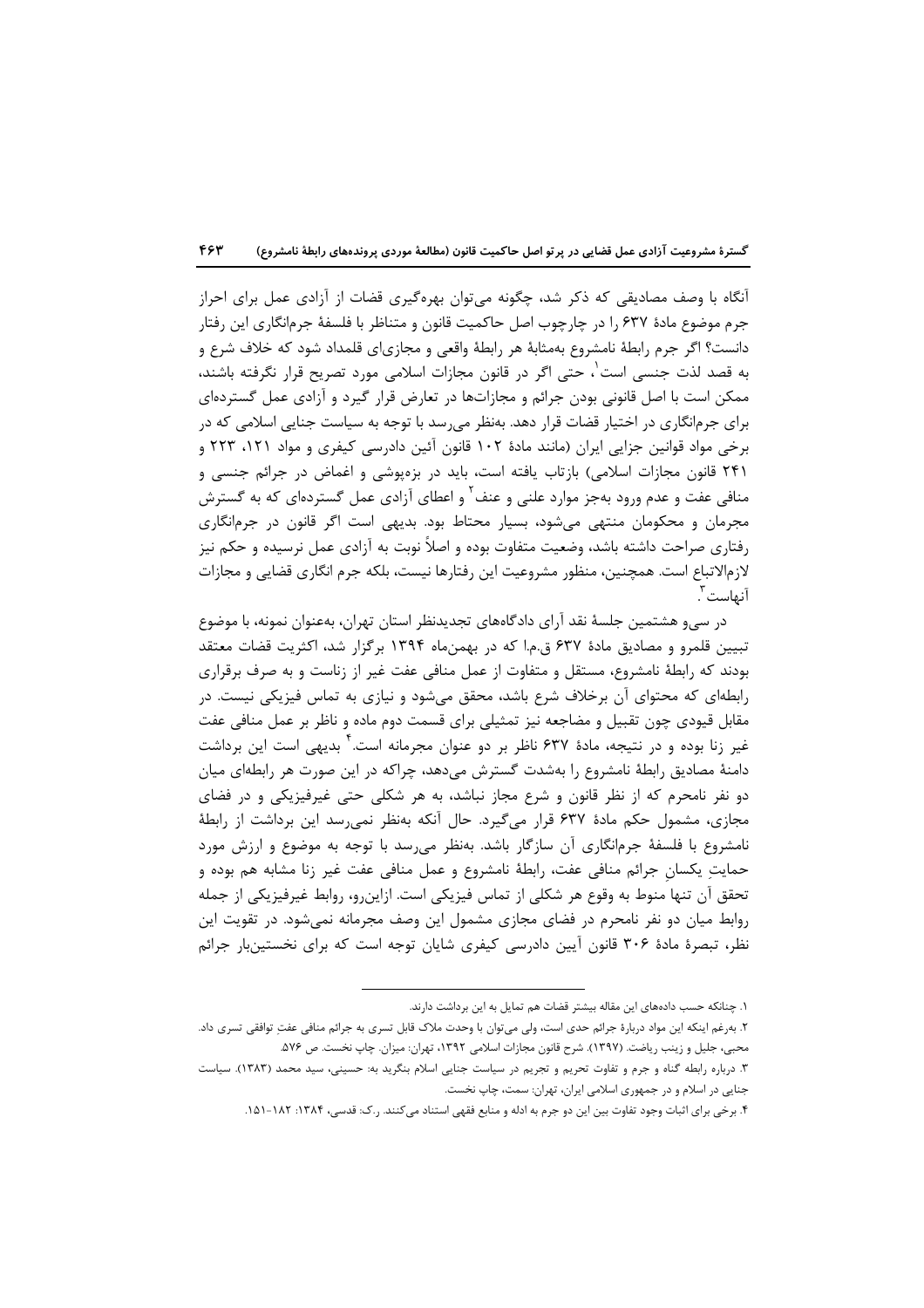آنگاه با وصف مصادیقی که ذکر شد، چگونه می‌توان بهره‌گیری قضات از آزادی عمل برای احراز جرم موضوع مادهٔ ۶۳۷ را در چارچوب اصل حاکمیت قانون و متناظر با فلسفهٔ جرم‌انگاری این رفتار دانست؟ اگر جرم رابطهٔ نامشروع به‌مثابهٔ هر رابطهٔ واقعی و مجازی‌ای قلمداد شود که خلاف شرع و به قصد لذت جنسی است[۱]، حتی اگر در قانون مجازات اسلامی مورد تصریح قرار نگرفته باشند، ممکن است با اصل قانونی بودن جرائم و مجازات‌ها در تعارض قرار گیرد و آزادی عمل گسترده‌ای برای جرم‌انگاری در اختیار قضات قرار دهد. به‌نظر می‌رسد با توجه به سیاست جنایی اسلامی که در برخی مواد قوانین جزایی ایران (مانند مادهٔ ۱۰۲ قانون آئین دادرسی کیفری و مواد ۱۲۱، ۲۲۳ و ۲۴۱ قانون مجازات اسلامی) بازتاب یافته است، باید در بزه‌پوشی و اغماض در جرائم جنسی و منافی عفت و عدم ورود به‌جز موارد علنی و عنف[۲] و اعطای آزادی عمل گسترده‌ای که به گسترش مجرمان و محکومان منتهی می‌شود، بسیار محتاط بود. بدیهی است اگر قانون در جرم‌انگاری رفتاری صراحت داشته باشد، وضعیت متفاوت بوده و اصلاً نوبت به آزادی عمل نرسیده و حکم نیز لازم‌الاتباع است. همچنین، منظور مشروعیت این رفتارها نیست، بلکه جرم انگاری قضایی و مجازات آنهاست[۳].

در سی‌و هشتمین جلسهٔ نقد آرای دادگاه‌های تجدیدنظر استان تهران، به‌عنوان نمونه، با موضوع تبیین قلمرو و مصادیق مادهٔ ۶۳۷ ق.م.ا که در بهمن‌ماه ۱۳۹۴ برگزار شد، اکثریت قضات معتقد بودند که رابطهٔ نامشروع، مستقل و متفاوت از عمل منافی عفت غیر از زناست و به صرف برقراری رابطه‌ای که محتوای آن برخلاف شرع باشد، محقق می‌شود و نیازی به تماس فیزیکی نیست. در مقابل قیودی چون تقبیل و مضاجعه نیز تمثیلی برای قسمت دوم ماده و ناظر بر عمل منافی عفت غیر زنا بوده و در نتیجه، مادهٔ ۶۳۷ ناظر بر دو عنوان مجرمانه است.[۴] بدیهی است این برداشت دامنهٔ مصادیق رابطهٔ نامشروع را به‌شدت گسترش می‌دهد، چراکه در این صورت هر رابطه‌ای میان دو نفر نامحرم که از نظر قانون و شرع مجاز نباشد، به هر شکلی حتی غیرفیزیکی و در فضای مجازی، مشمول حکم مادهٔ ۶۳۷ قرار می‌گیرد. حال آنکه به‌نظر نمی‌رسد این برداشت از رابطهٔ نامشروع با فلسفهٔ جرم‌انگاری آن سازگار باشد. به‌نظر می‌رسد با توجه به موضوع و ارزش مورد حمایتِ یکسانِ جرائم منافی عفت، رابطهٔ نامشروع و عمل منافی عفت غیر زنا مشابه هم بوده و تحقق آن تنها منوط به وقوع هر شکلی از تماس فیزیکی است. ازاین‌رو، روابط غیرفیزیکی از جمله روابط میان دو نفر نامحرم در فضای مجازی مشمول این وصف مجرمانه نمی‌شود. در تقویت این نظر، تبصرهٔ مادهٔ ۳۰۶ قانون آیین دادرسی کیفری شایان توجه است که برای نخستین‌بار جرائم

---

۱. چنانکه حسب داده‌های این مقاله بیشتر قضات هم تمایل به این برداشت دارند.

۲. به‌رغم اینکه این مواد دربارهٔ جرائم حدی است، ولی می‌توان با وحدت ملاک قابل تسری به جرائم منافی عفتِ توافقی تسری داد. محبی، جلیل و زینب ریاضت. (۱۳۹۷). شرح قانون مجازات اسلامی ۱۳۹۲، تهران: میزان. چاپ نخست. ص ۵۷۶.

۳. درباره رابطه گناه و جرم و تفاوت تحریم و تجریم در سیاست جنایی اسلام بنگرید به: حسینی، سید محمد (۱۳۸۳). سیاست جنایی در اسلام و در جمهوری اسلامی ایران، تهران: سمت، چاپ نخست.

۴. برخی برای اثبات وجود تفاوت بین این دو جرم به ادله و منابع فقهی استناد می‌کنند. ر.ک: قدسی، ۱۳۸۴: ۱۸۲-۱۵۱.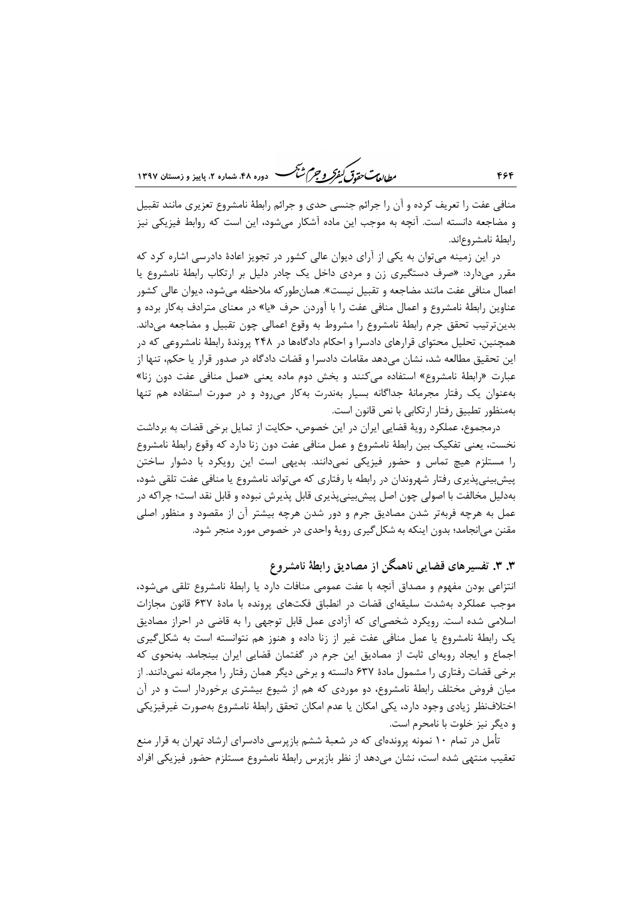منافی عفت را تعریف کرده و آن را جرائم جنسی حدی و جرائم رابطهٔ نامشروع تعزیری مانند تقبیل و مضاجعه دانسته است. آنچه به موجب این ماده آشکار می‌شود، این است که روابط فیزیکی نیز رابطهٔ نامشروع‌اند.

در این زمینه می‌توان به یکی از آرای دیوان عالی کشور در تجویز اعادهٔ دادرسی اشاره کرد که مقرر می‌دارد: «صرف دستگیری زن و مردی داخل یک چادر دلیل بر ارتکاب رابطهٔ نامشروع یا اعمال منافی عفت مانند مضاجعه و تقبیل نیست». همان‌طورکه ملاحظه می‌شود، دیوان عالی کشور عناوین رابطهٔ نامشروع و اعمال منافی عفت را با آوردن حرف «یا» در معنای مترادف به‌کار برده و بدین‌ترتیب تحقق جرم رابطهٔ نامشروع را مشروط به وقوع اعمالی چون تقبیل و مضاجعه می‌داند. همچنین، تحلیل محتوای قرارهای دادسرا و احکام دادگاه‌ها در ۲۴۸ پروندهٔ رابطهٔ نامشروعی که در این تحقیق مطالعه شد، نشان می‌دهد مقامات دادسرا و قضات دادگاه در صدور قرار یا حکم، تنها از عبارت «رابطهٔ نامشروع» استفاده می‌کنند و بخش دوم ماده یعنی «عمل منافی عفت دون زنا» به‌عنوان یک رفتار مجرمانهٔ جداگانه بسیار به‌ندرت به‌کار می‌رود و در صورت استفاده هم تنها به‌منظور تطبیق رفتار ارتکابی با نص قانون است.

درمجموع، عملکرد رویهٔ قضایی ایران در این خصوص، حکایت از تمایل برخی قضات به برداشت نخست، یعنی تفکیک بین رابطهٔ نامشروع و عمل منافی عفت دون زنا دارد که وقوع رابطهٔ نامشروع را مستلزم هیچ تماس و حضور فیزیکی نمی‌دانند. بدیهی است این رویکرد با دشوار ساختن پیش‌بینی‌پذیری رفتار شهروندان در رابطه با رفتاری که می‌تواند نامشروع یا منافی عفت تلقی شود، به‌دلیل مخالفت با اصولی چون اصل پیش‌بینی‌پذیری قابل پذیرش نبوده و قابل نقد است؛ چراکه در عمل به هرچه فربه‌تر شدن مصادیق جرم و دور شدن هرچه بیشتر آن از مقصود و منظور اصلی مقنن می‌انجامد؛ بدون اینکه به شکل‌گیری رویهٔ واحدی در خصوص مورد منجر شود.

## ۳. ۳. تفسیرهای قضایی ناهمگن از مصادیق رابطهٔ نامشروع

انتزاعی بودن مفهوم و مصداق آنچه با عفت عمومی منافات دارد یا رابطهٔ نامشروع تلقی می‌شود، موجب عملکرد به‌شدت سلیقه‌ای قضات در انطباق فکت‌های پرونده با مادهٔ ۶۳۷ قانون مجازات اسلامی شده است. رویکرد شخصی‌ای که آزادی عمل قابل توجهی را به قاضی در احراز مصادیق یک رابطهٔ نامشروع یا عمل منافی عفت غیر از زنا داده و هنوز هم نتوانسته است به شکل‌گیری اجماع و ایجاد رویه‌ای ثابت از مصادیق این جرم در گفتمان قضایی ایران بینجامد. به‌نحوی که برخی قضات رفتاری را مشمول مادهٔ ۶۳۷ دانسته و برخی دیگر همان رفتار را مجرمانه نمی‌دانند. از میان فروض مختلف رابطهٔ نامشروع، دو موردی که هم از شیوع بیشتری برخوردار است و در آن اختلاف‌نظر زیادی وجود دارد، یکی امکان یا عدم امکان تحقق رابطهٔ نامشروع به‌صورت غیرفیزیکی و دیگر نیز خلوت با نامحرم است.

تأمل در تمام ۱۰ نمونه پرونده‌ای که در شعبهٔ ششم بازپرسی دادسرای ارشاد تهران به قرار منع تعقیب منتهی شده است، نشان می‌دهد از نظر بازپرس رابطهٔ نامشروع مستلزم حضور فیزیکی افراد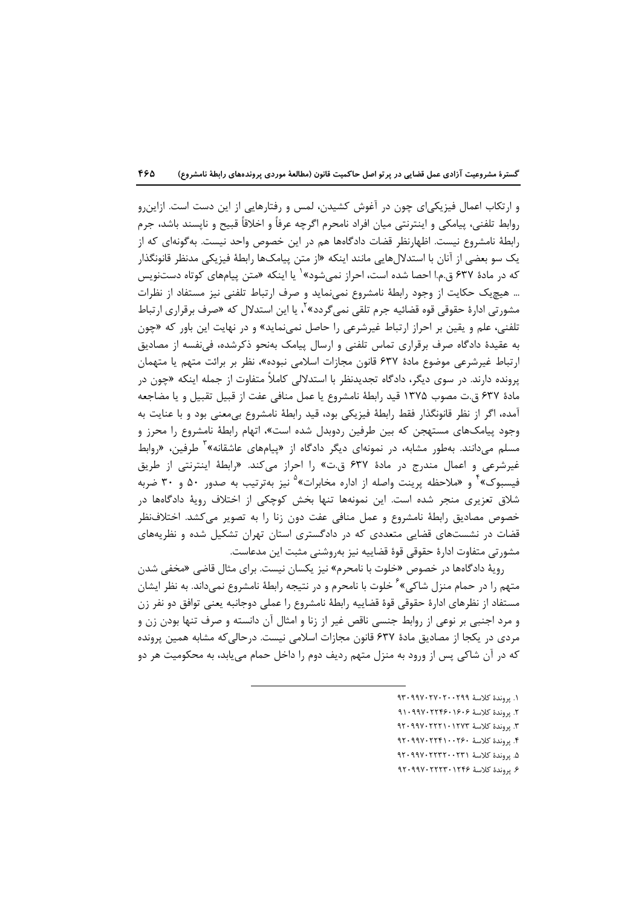و ارتکاب اعمال فیزیکی‌ای چون در آغوش کشیدن، لمس و رفتارهایی از این دست است. ازاین‌رو روابط تلفنی، پیامکی و اینترنتی میان افراد نامحرم اگرچه عرفاً و اخلاقاً قبیح و ناپسند باشد، جرم رابطهٔ نامشروع نیست. اظهارنظر قضات دادگاه‌ها هم در این خصوص واحد نیست. به‌گونه‌ای که از یک سو بعضی از آنان با استدلال‌هایی مانند اینکه «از متن پیامک‌ها رابطهٔ فیزیکی مدنظر قانونگذار که در مادهٔ ۶۳۷ ق.م.ا احصا شده است، احراز نمی‌شود»[1] یا اینکه «متن پیام‌های کوتاه دست‌نویس ... هیچ‌یک حکایت از وجود رابطهٔ نامشروع نمی‌نماید و صرف ارتباط تلفنی نیز مستفاد از نظرات مشورتی ادارهٔ حقوقی قوه قضائیه جرم تلقی نمی‌گردد»[2]، یا این استدلال که «صرف برقراری ارتباط تلفنی، علم و یقین بر احراز ارتباط غیرشرعی را حاصل نمی‌نماید» و در نهایت این باور که «چون به عقیدهٔ دادگاه صرف برقراری تماس تلفنی و ارسال پیامک به‌نحو ذکرشده، فی‌نفسه از مصادیق ارتباط غیرشرعی موضوع مادهٔ ۶۳۷ قانون مجازات اسلامی نبوده»، نظر بر برائت متهم یا متهمان پرونده دارند. در سوی دیگر، دادگاه تجدیدنظر با استدلالی کاملاً متفاوت از جمله اینکه «چون در مادهٔ ۶۳۷ ق.ت مصوب ۱۳۷۵ قید رابطهٔ نامشروع یا عمل منافی عفت از قبیل تقبیل و یا مضاجعه آمده، اگر از نظر قانونگذار فقط رابطهٔ فیزیکی بود، قید رابطهٔ نامشروع بی‌معنی بود و با عنایت به وجود پیامک‌های مستهجن که بین طرفین ردوبدل شده است»، اتهام رابطهٔ نامشروع را محرز و مسلم می‌دانند. به‌طور مشابه، در نمونه‌ای دیگر دادگاه از «پیام‌های عاشقانه»[3] طرفین، «روابط غیرشرعی و اعمال مندرج در مادهٔ ۶۳۷ ق.ت» را احراز می‌کند. «رابطهٔ اینترنتی از طریق فیسبوک»[4] و «ملاحظه پرینت واصله از اداره مخابرات»[5] نیز به‌ترتیب به صدور ۵۰ و ۳۰ ضربه شلاق تعزیری منجر شده است. این نمونه‌ها تنها بخش کوچکی از اختلاف رویهٔ دادگاه‌ها در خصوص مصادیق رابطهٔ نامشروع و عمل منافی عفت دون زنا را به تصویر می‌کشد. اختلاف‌نظر قضات در نشست‌های قضایی متعددی که در دادگستری استان تهران تشکیل شده و نظریه‌های مشورتی متفاوت ادارهٔ حقوقی قوهٔ قضاییه نیز به‌روشنی مثبت این مدعاست.

رویهٔ دادگاه‌ها در خصوص «خلوت با نامحرم» نیز یکسان نیست. برای مثال قاضی «مخفی شدن متهم را در حمام منزل شاکی»[6] خلوت با نامحرم و در نتیجه رابطهٔ نامشروع نمی‌داند. به نظر ایشان مستفاد از نظرهای ادارهٔ حقوقی قوهٔ قضاییه رابطهٔ نامشروع را عملی دوجانبه یعنی توافق دو نفر زن و مرد اجنبی بر نوعی از روابط جنسی ناقص غیر از زنا و امثال آن دانسته و صرف تنها بودن زن و مردی در یکجا از مصادیق مادهٔ ۶۳۷ قانون مجازات اسلامی نیست. درحالی‌که مشابه همین پرونده که در آن شاکی پس از ورود به منزل متهم ردیف دوم را داخل حمام می‌یابد، به محکومیت هر دو

---

۱. پروندهٔ کلاسهٔ ۹۳۰۹۹۷۰۲۷۰۲۰۰۲۹۹

۲. پروندهٔ کلاسهٔ ۹۱۰۹۹۷۰۲۲۴۶۰۱۶۰۶

۳. پروندهٔ کلاسهٔ ۹۲۰۹۹۷۰۲۲۲۱۰۱۲۷۳

۴. پروندهٔ کلاسهٔ ۹۲۰۹۹۷۰۲۲۴۱۰۰۲۶۰

۵. پروندهٔ کلاسهٔ ۹۲۰۹۹۷۰۲۲۳۲۰۰۲۳۱

۶. پروندهٔ کلاسهٔ ۹۲۰۹۹۷۰۲۲۲۳۰۱۲۴۶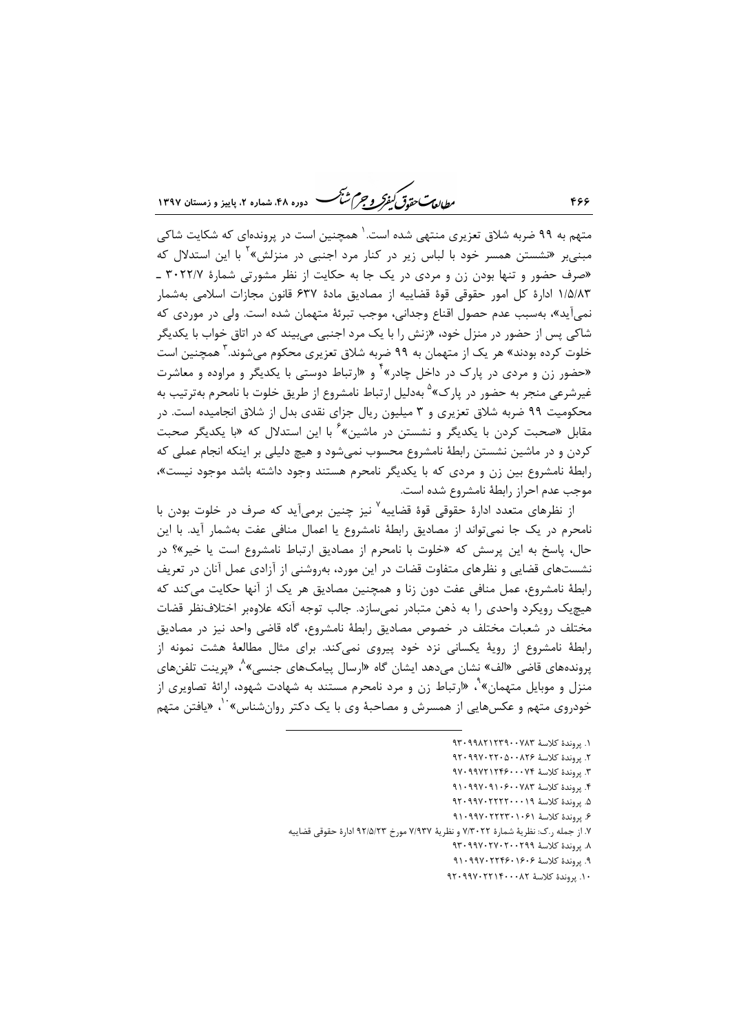متهم به ۹۹ ضربه شلاق تعزیری منتهی شده است.[1] همچنین است در پرونده‌ای که شکایت شاکی مبنی‌بر «نشستن همسر خود با لباس زیر در کنار مرد اجنبی در منزلش»[2] با این استدلال که «صرف حضور و تنها بودن زن و مردی در یک جا به حکایت از نظر مشورتی شمارهٔ ۳۰۲۲/۷ ـ ۱/۵/۸۳ ادارهٔ کل امور حقوقی قوهٔ قضاییه از مصادیق مادهٔ ۶۳۷ قانون مجازات اسلامی به‌شمار نمی‌آید»، به‌سبب عدم حصول اقناع وجدانی، موجب تبرئهٔ متهمان شده است. ولی در موردی که شاکی پس از حضور در منزل خود، «زنش را با یک مرد اجنبی می‌بیند که در اتاق خواب با یکدیگر خلوت کرده بودند» هر یک از متهمان به ۹۹ ضربه شلاق تعزیری محکوم می‌شوند.[3] همچنین است «حضور زن و مردی در پارک در داخل چادر»[4] و «ارتباط دوستی با یکدیگر و مراوده و معاشرت غیرشرعی منجر به حضور در پارک»[5] به‌دلیل ارتباط نامشروع از طریق خلوت با نامحرم به‌ترتیب به محکومیت ۹۹ ضربه شلاق تعزیری و ۳ میلیون ریال جزای نقدی بدل از شلاق انجامیده است. در مقابل «صحبت کردن با یکدیگر و نشستن در ماشین»[6] با این استدلال که «با یکدیگر صحبت کردن و در ماشین نشستن رابطهٔ نامشروع محسوب نمی‌شود و هیچ دلیلی بر اینکه انجام عملی که رابطهٔ نامشروع بین زن و مردی که با یکدیگر نامحرم هستند وجود داشته باشد موجود نیست»، موجب عدم احراز رابطهٔ نامشروع شده است.

از نظرهای متعدد ادارهٔ حقوقی قوهٔ قضاییه[7] نیز چنین برمی‌آید که صرف در خلوت بودن با نامحرم در یک جا نمی‌تواند از مصادیق رابطهٔ نامشروع یا اعمال منافی عفت به‌شمار آید. با این حال، پاسخ به این پرسش که «خلوت با نامحرم از مصادیق ارتباط نامشروع است یا خیر»؟ در نشست‌های قضایی و نظرهای متفاوت قضات در این مورد، به‌روشنی از آزادی عمل آنان در تعریف رابطهٔ نامشروع، عمل منافی عفت دون زنا و همچنین مصادیق هر یک از آنها حکایت می‌کند که هیچ‌یک رویکرد واحدی را به ذهن متبادر نمی‌سازد. جالب توجه آنکه علاوه‌بر اختلاف‌نظر قضات مختلف در شعبات مختلف در خصوص مصادیق رابطهٔ نامشروع، گاه قاضی واحد نیز در مصادیق رابطهٔ نامشروع از رویهٔ یکسانی نزد خود پیروی نمی‌کند. برای مثال مطالعهٔ هشت نمونه از پرونده‌های قاضی «الف» نشان می‌دهد ایشان گاه «ارسال پیامک‌های جنسی»[8]، «پرینت تلفن‌های منزل و موبایل متهمان»[9]، «ارتباط زن و مرد نامحرم مستند به شهادت شهود، ارائهٔ تصاویری از خودروی متهم و عکس‌هایی از همسرش و مصاحبهٔ وی با یک دکتر روان‌شناس»[10]، «یافتن متهم

---

۱. پروندهٔ کلاسهٔ ۹۳۰۹۹۸۲۱۲۳۹۰۰۷۸۳
۲. پروندهٔ کلاسهٔ ۹۲۰۹۹۷۰۲۲۰۵۰۰۸۲۶
۳. پروندهٔ کلاسهٔ ۹۷۰۹۹۷۲۱۲۴۶۰۰۰۷۴
۴. پروندهٔ کلاسهٔ ۹۱۰۹۹۷۰۹۱۰۶۰۰۷۸۳
۵. پروندهٔ کلاسهٔ ۹۲۰۹۹۷۰۲۲۲۲۰۰۰۱۹
۶. پروندهٔ کلاسهٔ ۹۱۰۹۹۷۰۲۲۲۳۰۱۰۶۱
۷. از جمله ر.ک: نظریهٔ شمارهٔ ۷/۳۰۲۲ و نظریهٔ ۷/۹۳۷ مورخ ۹۲/۵/۲۳ ادارهٔ حقوقی قضاییه
۸. پروندهٔ کلاسهٔ ۹۳۰۹۹۷۰۲۷۰۲۰۰۲۹۹
۹. پروندهٔ کلاسهٔ ۹۱۰۹۹۷۰۲۲۴۶۰۱۶۰۶
۱۰. پروندهٔ کلاسهٔ ۹۲۰۹۹۷۰۲۲۱۴۰۰۰۸۲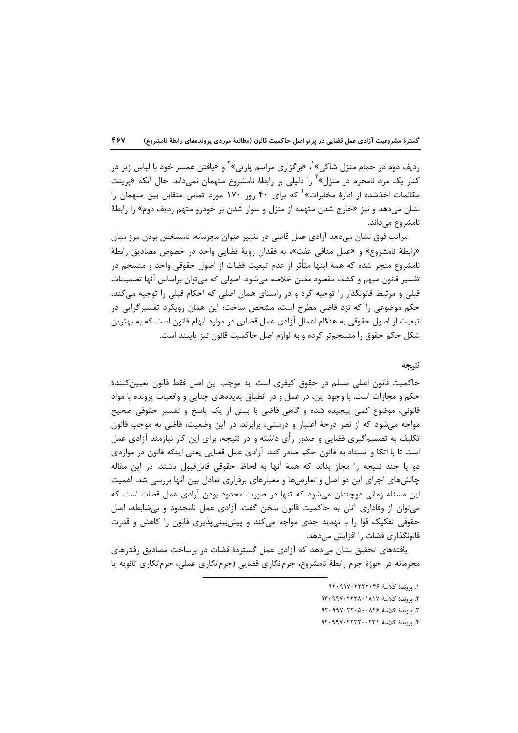ردیف دوم در حمام منزل شاکی»[1]، «برگزاری مراسم پارتی»[2] و «یافتن همسر خود با لباس زیر در کنار یک مرد نامحرم در منزل»[3] را دلیلی بر رابطهٔ نامشروع متهمان نمی‌داند. حال آنکه «پرینت مکالمات اخذشده از ادارهٔ مخابرات»[4] که برای ۴۰ روز ۱۷۰ مورد تماس متقابل بین متهمان را نشان می‌دهد و نیز «خارج شدن متهمه از منزل و سوار شدن بر خودرو متهم ردیف دوم» را رابطهٔ نامشروع می‌داند.

مراتب فوق نشان می‌دهد آزادی عمل قاضی در تغییر عنوان مجرمانه، نامشخص بودن مرز میان «رابطهٔ نامشروع» و «عمل منافی عفت»، به فقدان رویهٔ قضایی واحد در خصوص مصادیق رابطهٔ نامشروع منجر شده که همهٔ اینها متأثر از عدم تبعیت قضات از اصول حقوقی واحد و منسجم در تفسیر قانون مبهم و کشف مقصود مقنن خلاصه می‌شود. اصولی که می‌توان براساس آنها تصمیمات قبلی و مرتبط قانونگذار را توجیه کرد و در راستای همان اصلی که احکام قبلی را توجیه می‌کند، حکم موضوعی را که نزد قاضی مطرح است، مشخص ساخت؛ این همان رویکرد تفسیرگرایی در تبعیت از اصول حقوقی به هنگام اعمال آزادی عمل قضایی در موارد ابهام قانون است که به بهترین شکل حکم حقوق را منسجم‌تر کرده و به لوازم اصل حاکمیت قانون نیز پایبند است.

## نتیجه

حاکمیت قانون اصلی مسلم در حقوق کیفری است. به موجب این اصل فقط قانون تعیین‌کنندهٔ حکم و مجازات است. با وجود این، در عمل و در انطباق پدیده‌های جنایی و واقعیات پرونده با مواد قانونی، موضوع کمی پیچیده شده و گاهی قاضی با بیش از یک پاسخ و تفسیر حقوقی صحیح مواجه می‌شود که از نظر درجهٔ اعتبار و درستی، برابرند. در این وضعیت، قاضی به موجب قانون تکلیف به تصمیم‌گیری قضایی و صدور رأی داشته و در نتیجه، برای این کار نیازمند آزادی عمل است تا با اتکا و استناد به قانون حکم صادر کند. آزادی عمل قضایی یعنی اینکه قانون در مواردی دو یا چند نتیجه را مجاز بداند که همهٔ آنها به لحاظ حقوقی قابل‌قبول باشند. در این مقاله چالش‌های اجرای این دو اصل و تعارض‌ها و معیارهای برقراری تعادل بین آنها بررسی شد. اهمیت این مسئله زمانی دوچندان می‌شود که تنها در صورت محدود بودن آزادی عمل قضات است که می‌توان از وفاداری آنان به حاکمیت قانون سخن گفت. آزادی عمل نامحدود و بی‌ضابطه، اصل حقوقی تفکیک قوا را با تهدید جدی مواجه می‌کند و پیش‌بینی‌پذیری قانون را کاهش و قدرت قانونگذاری قضات را افزایش می‌دهد.

یافته‌های تحقیق نشان می‌دهد که آزادی عمل گستردهٔ قضات در برساخت مصادیق رفتارهای مجرمانه در حوزهٔ جرم رابطهٔ نامشروع، جرمانگاری قضایی (جرمانگاری عملی، جرمانگاری ثانویه یا

---

۱. پروندهٔ کلاسهٔ ۹۲۰۹۹۷۰۲۲۲۳۰۴۶

۲. پروندهٔ کلاسهٔ ۹۳۰۹۹۷۰۲۲۳۸۰۱۸۱۷

۳. پروندهٔ کلاسهٔ ۹۲۰۹۹۷۰۲۲۰۵۰۰۸۲۶

۴. پروندهٔ کلاسهٔ ۹۲۰۹۹۷۰۲۲۳۲۰۰۲۳۱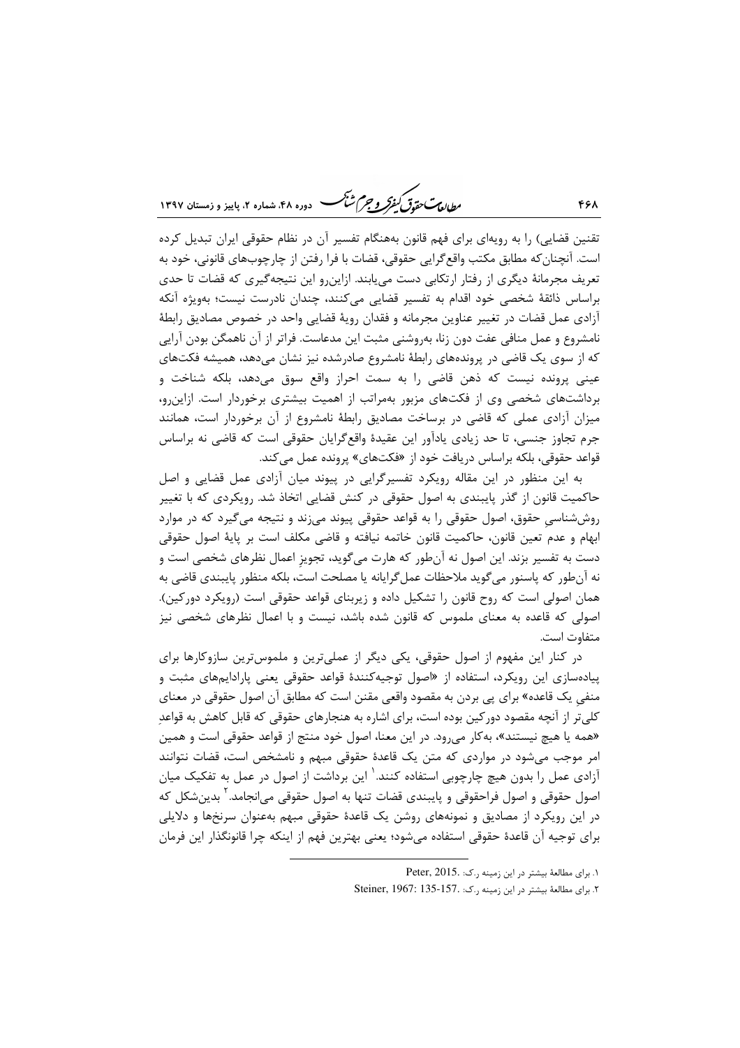تقنین قضایی) را به رویه‌ای برای فهم قانون به‌هنگام تفسیر آن در نظام حقوقی ایران تبدیل کرده است. آنچنان‌که مطابق مکتب واقع‌گرایی حقوقی، قضات با فرا رفتن از چارچوب‌های قانونی، خود به تعریف مجرمانهٔ دیگری از رفتار ارتکابی دست می‌یابند. ازاین‌رو این نتیجه‌گیری که قضات تا حدی براساس ذائقهٔ شخصی خود اقدام به تفسیر قضایی می‌کنند، چندان نادرست نیست؛ به‌ویژه آنکه آزادی عمل قضات در تغییر عناوین مجرمانه و فقدان رویهٔ قضایی واحد در خصوص مصادیق رابطهٔ نامشروع و عمل منافی عفت دون زنا، به‌روشنی مثبت این مدعاست. فراتر از آن ناهمگن بودن آرایی که از سوی یک قاضی در پرونده‌های رابطهٔ نامشروع صادرشده نیز نشان می‌دهد، همیشه فکت‌های عینی پرونده نیست که ذهن قاضی را به سمت احراز واقع سوق می‌دهد، بلکه شناخت و برداشت‌های شخصی وی از فکت‌های مزبور به‌مراتب از اهمیت بیشتری برخوردار است. ازاین‌رو، میزان آزادی عملی که قاضی در برساخت مصادیق رابطهٔ نامشروع از آن برخوردار است، همانند جرم تجاوز جنسی، تا حد زیادی یادآور این عقیدهٔ واقع‌گرایان حقوقی است که قاضی نه براساس قواعد حقوقی، بلکه براساس دریافت خود از «فکت‌های» پرونده عمل می‌کند.

به این منظور در این مقاله رویکرد تفسیرگرایی در پیوند میان آزادی عمل قضایی و اصل حاکمیت قانون از گذر پایبندی به اصول حقوقی در کنش قضایی اتخاذ شد. رویکردی که با تغییر روش‌شناسیِ حقوق، اصول حقوقی را به قواعد حقوقی پیوند می‌زند و نتیجه می‌گیرد که در موارد ابهام و عدم تعین قانون، حاکمیت قانون خاتمه نیافته و قاضی مکلف است بر پایهٔ اصول حقوقی دست به تفسیر بزند. این اصول نه آن‌طور که هارت می‌گوید، تجویزِ اعمال نظرهای شخصی است و نه آن‌طور که پاسنور می‌گوید ملاحظات عمل‌گرایانه یا مصلحت است، بلکه منظور پایبندی قاضی به همان اصولی است که روح قانون را تشکیل داده و زیربنای قواعد حقوقی است (رویکرد دورکین). اصولی که قاعده به معنای ملموس که قانون شده باشد، نیست و با اعمال نظرهای شخصی نیز متفاوت است.

در کنار این مفهوم از اصول حقوقی، یکی دیگر از عملی‌ترین و ملموس‌ترین سازوکارها برای پیاده‌سازی این رویکرد، استفاده از «اصول توجیه‌کنندهٔ قواعد حقوقی یعنی پارادایم‌های مثبت و منفیِ یک قاعده» برای پی بردن به مقصود واقعی مقنن است که مطابق آن اصول حقوقی در معنای کلی‌تر از آنچه مقصود دورکین بوده است، برای اشاره به هنجارهای حقوقی که قابل کاهش به قواعدِ «همه یا هیچ نیستند»، به‌کار می‌رود. در این معنا، اصول خود منتج از قواعد حقوقی است و همین امر موجب می‌شود در مواردی که متن یک قاعدهٔ حقوقی مبهم و نامشخص است، قضات نتوانند آزادی عمل را بدون هیچ چارچوبی استفاده کنند.[1] این برداشت از اصول در عمل به تفکیک میان اصول حقوقی و اصول فراحقوقی و پایبندی قضات تنها به اصول حقوقی می‌انجامد.[2] بدین‌شکل که در این رویکرد از مصادیق و نمونه‌های روشن یک قاعدهٔ حقوقی مبهم به‌عنوان سرنخ‌ها و دلایلی برای توجیه آن قاعدهٔ حقوقی استفاده می‌شود؛ یعنی بهترین فهم از اینکه چرا قانونگذار این فرمان

---

۱. برای مطالعهٔ بیشتر در این زمینه ر.ک: .Peter, 2015

۲. برای مطالعهٔ بیشتر در این زمینه ر.ک: .Steiner, 1967: 135-157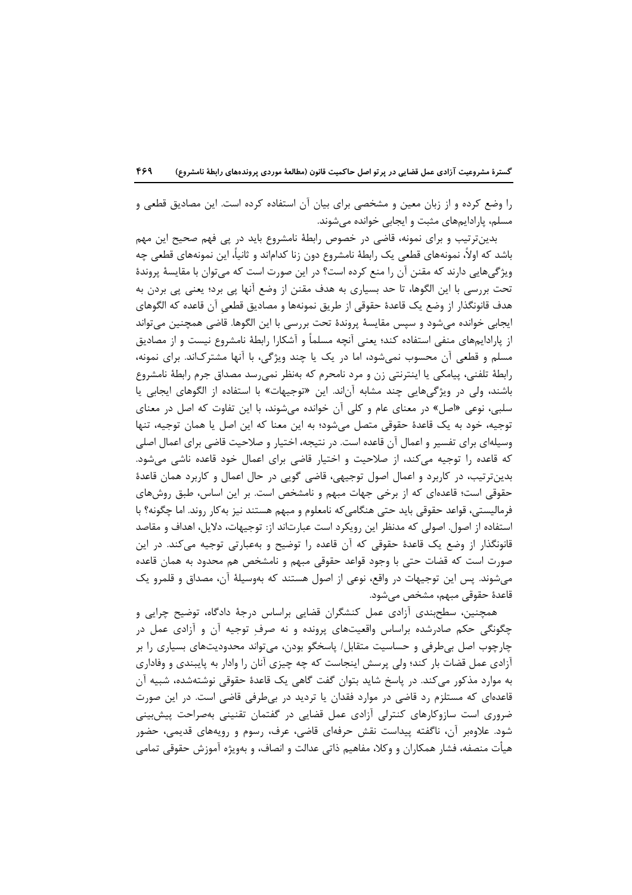را وضع کرده و از زبان معین و مشخصی برای بیان آن استفاده کرده است. این مصادیق قطعی و مسلم، پارادایم‌های مثبت و ایجابی خوانده می‌شوند.

بدین‌ترتیب و برای نمونه، قاضی در خصوص رابطهٔ نامشروع باید در پی فهم صحیح این مهم باشد که اولاً، نمونه‌های قطعی یک رابطهٔ نامشروع دون زنا کدام‌اند و ثانیاً، این نمونه‌های قطعی چه ویژگی‌هایی دارند که مقنن آن را منع کرده است؟ در این صورت است که می‌توان با مقایسهٔ پروندهٔ تحت بررسی با این الگوها، تا حد بسیاری به هدف مقنن از وضع آنها پی برد؛ یعنی پی بردن به هدف قانونگذار از وضع یک قاعدهٔ حقوقی از طریق نمونه‌ها و مصادیق قطعیِ آن قاعده که الگوهای ایجابی خوانده می‌شود و سپس مقایسهٔ پروندهٔ تحت بررسی با این الگوها. قاضی همچنین می‌تواند از پارادایم‌های منفی استفاده کند؛ یعنی آنچه مسلماً و آشکارا رابطهٔ نامشروع نیست و از مصادیق مسلم و قطعی آن محسوب نمی‌شود، اما در یک یا چند ویژگی، با آنها مشترک‌اند. برای نمونه، رابطهٔ تلفنی، پیامکی یا اینترنتی زن و مرد نامحرم که به‌نظر نمی‌رسد مصداق جرم رابطهٔ نامشروع باشند، ولی در ویژگی‌هایی چند مشابه آن‌اند. این «توجیهات» با استفاده از الگوهای ایجابی یا سلبی، نوعی «اصل» در معنای عام و کلی آن خوانده می‌شوند، با این تفاوت که اصل در معنای توجیه، خود به یک قاعدهٔ حقوقی متصل می‌شود؛ به این معنا که این اصل یا همان توجیه، تنها وسیله‌ای برای تفسیر و اعمال آن قاعده است. در نتیجه، اختیار و صلاحیت قاضی برای اعمال اصلی که قاعده را توجیه می‌کند، از صلاحیت و اختیار قاضی برای اعمال خود قاعده ناشی می‌شود. بدین‌ترتیب، در کاربرد و اعمال اصول توجیهی، قاضی گویی در حال اعمال و کاربرد همان قاعدهٔ حقوقی است؛ قاعده‌ای که از برخی جهات مبهم و نامشخص است. بر این اساس، طبق روش‌های فرمالیستی، قواعد حقوقی باید حتی هنگامی‌که نامعلوم و مبهم هستند نیز به‌کار روند. اما چگونه؟ با استفاده از اصول. اصولی که مدنظر این رویکرد است عبارت‌اند از: توجیهات، دلایل، اهداف و مقاصد قانونگذار از وضع یک قاعدهٔ حقوقی که آن قاعده را توضیح و به‌عبارتی توجیه می‌کند. در این صورت است که قضات حتی با وجود قواعد حقوقی مبهم و نامشخص هم محدود به همان قاعده می‌شوند. پس این توجیهات در واقع، نوعی از اصول هستند که به‌وسیلهٔ آن، مصداق و قلمرو یک قاعدهٔ حقوقی مبهم، مشخص می‌شود.

همچنین، سطح‌بندی آزادی عمل کنشگران قضایی براساس درجهٔ دادگاه، توضیح چرایی و چگونگی حکم صادرشده براساس واقعیت‌های پرونده و نه صرفِ توجیه آن و آزادی عمل در چارچوب اصل بی‌طرفی و حساسیت متقابل/ پاسخگو بودن، می‌تواند محدودیت‌های بسیاری را بر آزادی عمل قضات بار کند؛ ولی پرسش اینجاست که چه چیزی آنان را وادار به پایبندی و وفاداری به موارد مذکور می‌کند. در پاسخ شاید بتوان گفت گاهی یک قاعدهٔ حقوقی نوشته‌شده، شبیه آن قاعده‌ای که مستلزم رد قاضی در موارد فقدان یا تردید در بی‌طرفی قاضی است. در این صورت ضروری است سازوکارهای کنترلی آزادی عمل قضایی در گفتمان تقنینی به‌صراحت پیش‌بینی شود. علاوه‌بر آن، ناگفته پیداست نقش حرفه‌ای قاضی، عرف، رسوم و رویه‌های قدیمی، حضور هیأت منصفه، فشار همکاران و وکلا، مفاهیم ذاتی عدالت و انصاف، و به‌ویژه آموزش حقوقی تمامی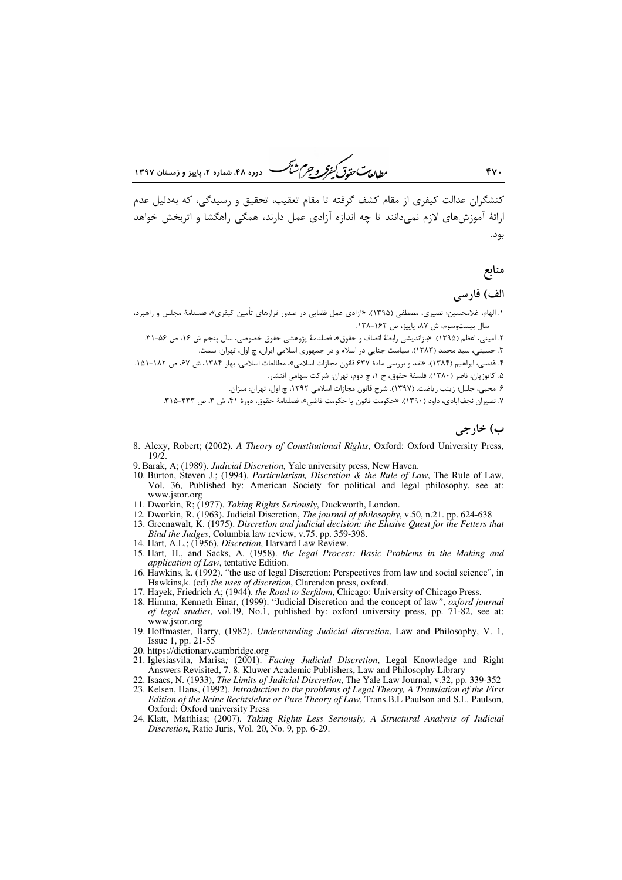کنشگران عدالت کیفری از مقام کشف گرفته تا مقام تعقیب، تحقیق و رسیدگی، که به‌دلیل عدم ارائهٔ آموزش‌های لازم نمی‌دانند تا چه اندازه آزادی عمل دارند، همگی راهگشا و اثربخش خواهد بود.

## منابع

### الف) فارسی

۱. الهام، غلامحسین؛ نصیری، مصطفی (۱۳۹۵). «آزادی عمل قضایی در صدور قرارهای تأمین کیفری»، فصلنامهٔ مجلس و راهبرد، سال بیست‌وسوم، ش ۸۷، پاییز، ص ۱۶۲-۱۳۸.

۲. امینی، اعظم (۱۳۹۵). «بازاندیشی رابطهٔ انصاف و حقوق»، فصلنامهٔ پژوهشی حقوق خصوصی، سال پنجم ش ۱۶، ص ۵۶-۳۱.

۳. حسینی، سید محمد (۱۳۸۳). سیاست جنایی در اسلام و در جمهوری اسلامی ایران، چ اول، تهران: سمت.

۴. قدسی، ابراهیم (۱۳۸۴). «نقد و بررسی مادهٔ ۶۳۷ قانون مجازات اسلامی»، مطالعات اسلامی، بهار ۱۳۸۴، ش ۶۷، ص ۱۸۲-۱۵۱.

۵. کاتوزیان، ناصر (۱۳۸۰). فلسفهٔ حقوق، ج ۱، چ دوم، تهران: شرکت سهامی انتشار.

۶. محبی، جلیل؛ زینب ریاضت. (۱۳۹۷). شرح قانون مجازات اسلامی ۱۳۹۲، چ اول، تهران: میزان.

۷. نصیران نجف‌آبادی، داود (۱۳۹۰). «حکومت قانون یا حکومت قاضی»، فصلنامهٔ حقوق، دورهٔ ۴۱، ش ۳، ص ۳۳۳-۳۱۵.

### ب) خارجی

8. Alexy, Robert; (2002). *A Theory of Constitutional Rights*, Oxford: Oxford University Press, 19/2.
9. Barak, A; (1989). *Judicial Discretion*, Yale university press, New Haven.
10. Burton, Steven J.; (1994). *Particularism, Discretion & the Rule of Law*, The Rule of Law, Vol. 36, Published by: American Society for political and legal philosophy, see at: www.jstor.org
11. Dworkin, R; (1977). *Taking Rights Seriously*, Duckworth, London.
12. Dworkin, R. (1963). Judicial Discretion, *The journal of philosophy*, v.50, n.21. pp. 624-638
13. Greenawalt, K. (1975). *Discretion and judicial decision: the Elusive Quest for the Fetters that Bind the Judges*, Columbia law review, v.75. pp. 359-398.
14. Hart, A.L.; (1956). *Discretion*, Harvard Law Review.
15. Hart, H., and Sacks, A. (1958). *the legal Process: Basic Problems in the Making and application of Law*, tentative Edition.
16. Hawkins, k. (1992). "the use of legal Discretion: Perspectives from law and social science", in Hawkins,k. (ed) *the uses of discretion*, Clarendon press, oxford.
17. Hayek, Friedrich A; (1944). *the Road to Serfdom*, Chicago: University of Chicago Press.
18. Himma, Kenneth Einar, (1999). "Judicial Discretion and the concept of law", *oxford journal of legal studies*, vol.19, No.1, published by: oxford university press, pp. 71-82, see at: www.jstor.org
19. Hoffmaster, Barry, (1982). *Understanding Judicial discretion*, Law and Philosophy, V. 1, Issue 1, pp. 21-55
20. https://dictionary.cambridge.org
21. Iglesiasvila, Marisa; (2001). *Facing Judicial Discretion*, Legal Knowledge and Right Answers Revisited, 7. 8. Kluwer Academic Publishers, Law and Philosophy Library
22. Isaacs, N. (1933), *The Limits of Judicial Discretion*, The Yale Law Journal, v.32, pp. 339-352
23. Kelsen, Hans, (1992). *Introduction to the problems of Legal Theory, A Translation of the First Edition of the Reine Rechtslehre or Pure Theory of Law*, Trans.B.L Paulson and S.L. Paulson, Oxford: Oxford university Press
24. Klatt, Matthias; (2007). *Taking Rights Less Seriously, A Structural Analysis of Judicial Discretion*, Ratio Juris, Vol. 20, No. 9, pp. 6-29.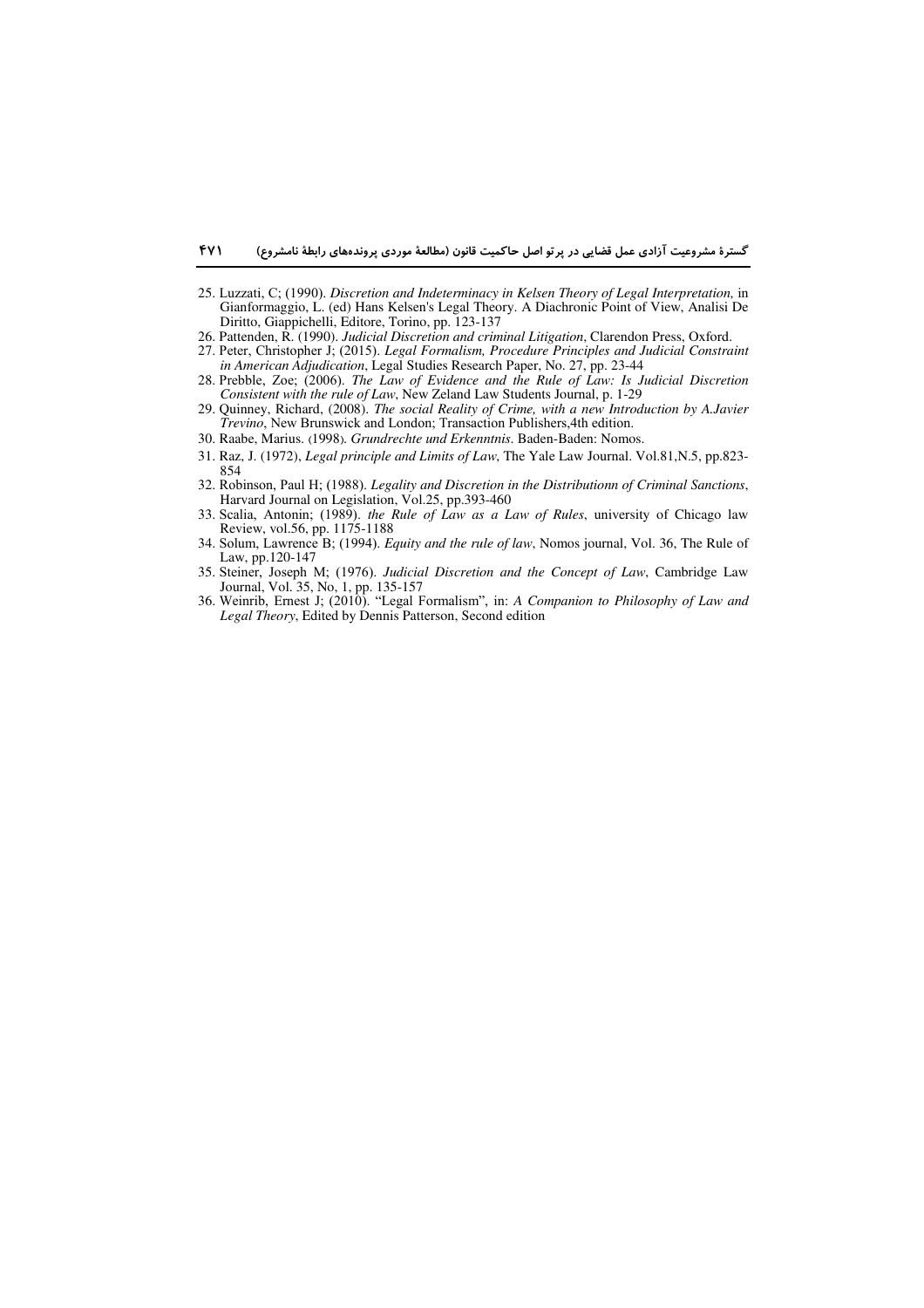25. Luzzati, C; (1990). *Discretion and Indeterminacy in Kelsen Theory of Legal Interpretation,* in Gianformaggio, L. (ed) Hans Kelsen's Legal Theory. A Diachronic Point of View, Analisi De Diritto, Giappichelli, Editore, Torino, pp. 123-137
26. Pattenden, R. (1990). *Judicial Discretion and criminal Litigation*, Clarendon Press, Oxford.
27. Peter, Christopher J; (2015). *Legal Formalism, Procedure Principles and Judicial Constraint in American Adjudication*, Legal Studies Research Paper, No. 27, pp. 23-44
28. Prebble, Zoe; (2006). *The Law of Evidence and the Rule of Law: Is Judicial Discretion Consistent with the rule of Law*, New Zeland Law Students Journal, p. 1-29
29. Quinney, Richard, (2008). *The social Reality of Crime, with a new Introduction by A.Javier Trevino*, New Brunswick and London; Transaction Publishers,4th edition.
30. Raabe, Marius. (1998). *Grundrechte und Erkenntnis*. Baden-Baden: Nomos.
31. Raz, J. (1972), *Legal principle and Limits of Law*, The Yale Law Journal. Vol.81,N.5, pp.823-854
32. Robinson, Paul H; (1988). *Legality and Discretion in the Distributionn of Criminal Sanctions*, Harvard Journal on Legislation, Vol.25, pp.393-460
33. Scalia, Antonin; (1989). *the Rule of Law as a Law of Rules*, university of Chicago law Review, vol.56, pp. 1175-1188
34. Solum, Lawrence B; (1994). *Equity and the rule of law*, Nomos journal, Vol. 36, The Rule of Law, pp.120-147
35. Steiner, Joseph M; (1976). *Judicial Discretion and the Concept of Law*, Cambridge Law Journal, Vol. 35, No, 1, pp. 135-157
36. Weinrib, Ernest J; (2010). "Legal Formalism", in: *A Companion to Philosophy of Law and Legal Theory*, Edited by Dennis Patterson, Second edition